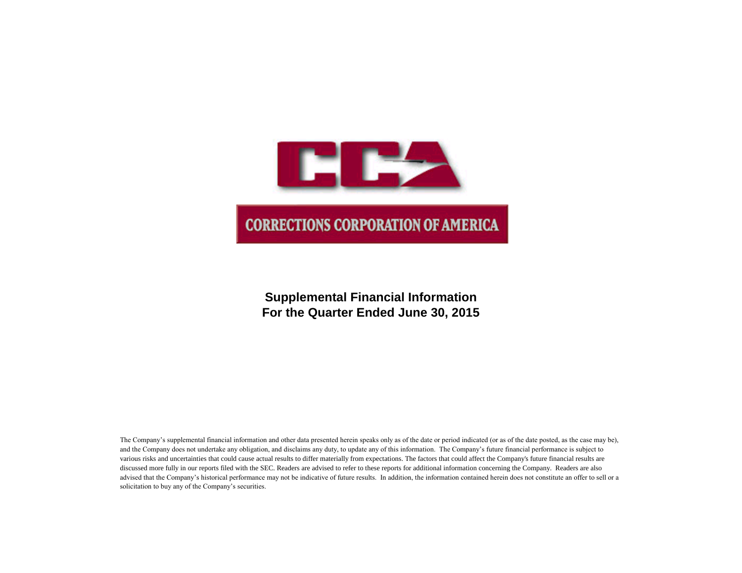CCA

CORRECTIONS CORPORATION OF AMERICA

# Supplemental Financial Information
# For the Quarter Ended June 30, 2015

The Company's supplemental financial information and other data presented herein speaks only as of the date or period indicated (or as of the date posted, as the case may be), and the Company does not undertake any obligation, and disclaims any duty, to update any of this information. The Company's future financial performance is subject to various risks and uncertainties that could cause actual results to differ materially from expectations. The factors that could affect the Company's future financial results are discussed more fully in our reports filed with the SEC. Readers are advised to refer to these reports for additional information concerning the Company. Readers are also advised that the Company's historical performance may not be indicative of future results. In addition, the information contained herein does not constitute an offer to sell or a solicitation to buy any of the Company's securities.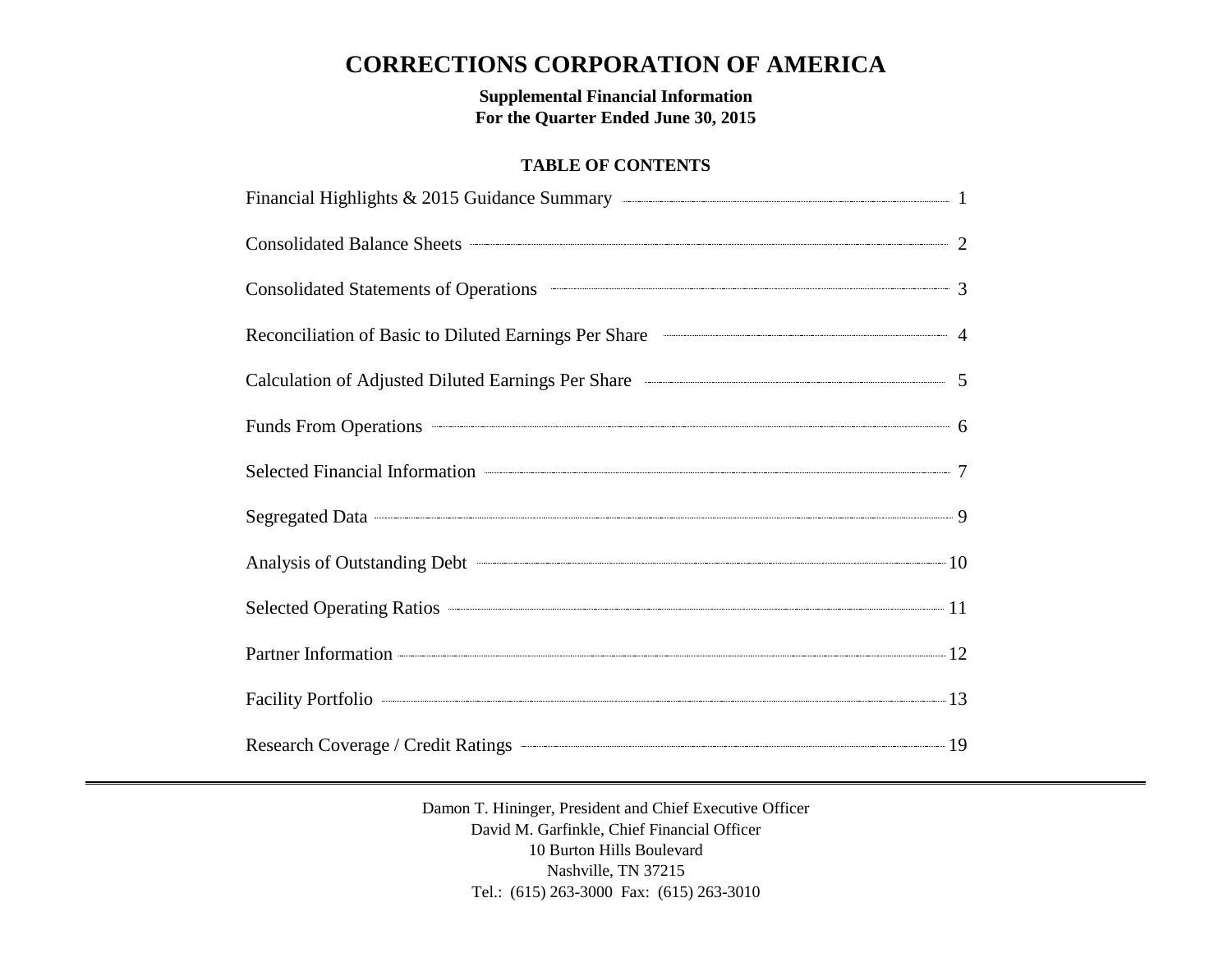# CORRECTIONS CORPORATION OF AMERICA

**Supplemental Financial Information**
**For the Quarter Ended June 30, 2015**

**TABLE OF CONTENTS**

| | |
|---|---|
| Financial Highlights & 2015 Guidance Summary | 1 |
| Consolidated Balance Sheets | 2 |
| Consolidated Statements of Operations | 3 |
| Reconciliation of Basic to Diluted Earnings Per Share | 4 |
| Calculation of Adjusted Diluted Earnings Per Share | 5 |
| Funds From Operations | 6 |
| Selected Financial Information | 7 |
| Segregated Data | 9 |
| Analysis of Outstanding Debt | 10 |
| Selected Operating Ratios | 11 |
| Partner Information | 12 |
| Facility Portfolio | 13 |
| Research Coverage / Credit Ratings | 19 |

Damon T. Hininger, President and Chief Executive Officer
David M. Garfinkle, Chief Financial Officer
10 Burton Hills Boulevard
Nashville, TN 37215
Tel.: (615) 263-3000 Fax: (615) 263-3010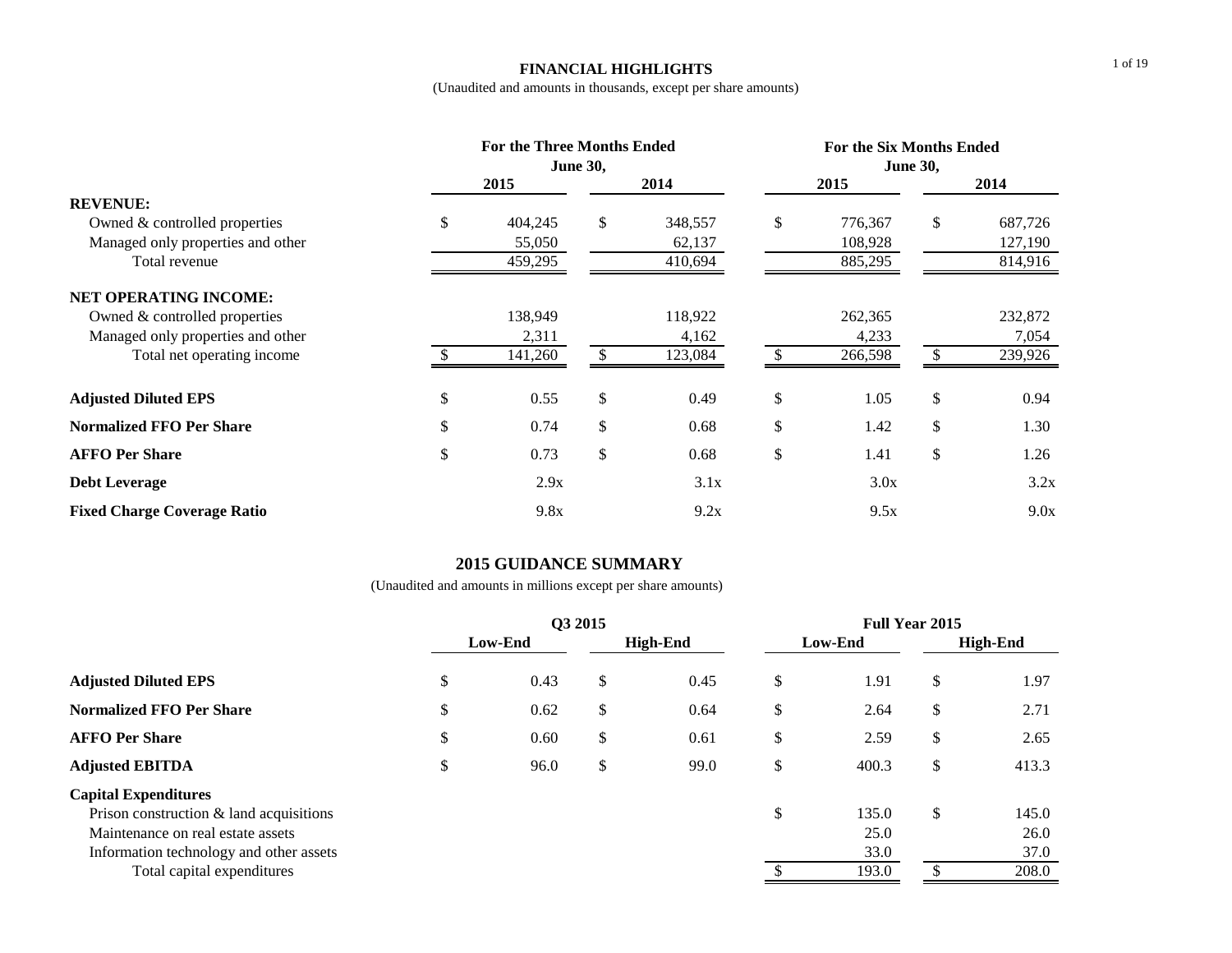# FINANCIAL HIGHLIGHTS

(Unaudited and amounts in thousands, except per share amounts)

| | For the Three Months Ended June 30, 2015 | For the Three Months Ended June 30, 2014 | For the Six Months Ended June 30, 2015 | For the Six Months Ended June 30, 2014 |
|---|---|---|---|---|
| **REVENUE:** | | | | |
| Owned & controlled properties | $ 404,245 | $ 348,557 | $ 776,367 | $ 687,726 |
| Managed only properties and other | 55,050 | 62,137 | 108,928 | 127,190 |
| Total revenue | 459,295 | 410,694 | 885,295 | 814,916 |
| **NET OPERATING INCOME:** | | | | |
| Owned & controlled properties | 138,949 | 118,922 | 262,365 | 232,872 |
| Managed only properties and other | 2,311 | 4,162 | 4,233 | 7,054 |
| Total net operating income | $ 141,260 | $ 123,084 | $ 266,598 | $ 239,926 |
| **Adjusted Diluted EPS** | $ 0.55 | $ 0.49 | $ 1.05 | $ 0.94 |
| **Normalized FFO Per Share** | $ 0.74 | $ 0.68 | $ 1.42 | $ 1.30 |
| **AFFO Per Share** | $ 0.73 | $ 0.68 | $ 1.41 | $ 1.26 |
| **Debt Leverage** | 2.9x | 3.1x | 3.0x | 3.2x |
| **Fixed Charge Coverage Ratio** | 9.8x | 9.2x | 9.5x | 9.0x |

## 2015 GUIDANCE SUMMARY

(Unaudited and amounts in millions except per share amounts)

| | Q3 2015 Low-End | Q3 2015 High-End | Full Year 2015 Low-End | Full Year 2015 High-End |
|---|---|---|---|---|
| **Adjusted Diluted EPS** | $ 0.43 | $ 0.45 | $ 1.91 | $ 1.97 |
| **Normalized FFO Per Share** | $ 0.62 | $ 0.64 | $ 2.64 | $ 2.71 |
| **AFFO Per Share** | $ 0.60 | $ 0.61 | $ 2.59 | $ 2.65 |
| **Adjusted EBITDA** | $ 96.0 | $ 99.0 | $ 400.3 | $ 413.3 |
| **Capital Expenditures** | | | | |
| Prison construction & land acquisitions | | | $ 135.0 | $ 145.0 |
| Maintenance on real estate assets | | | 25.0 | 26.0 |
| Information technology and other assets | | | 33.0 | 37.0 |
| Total capital expenditures | | | $ 193.0 | $ 208.0 |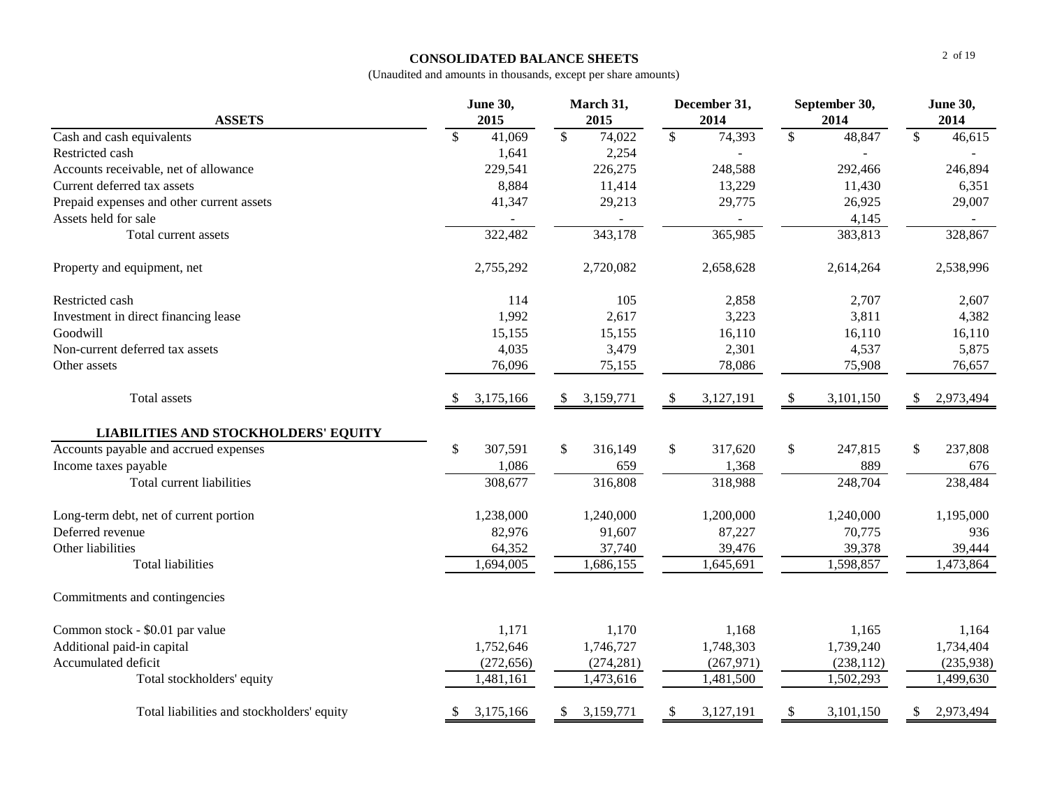# CONSOLIDATED BALANCE SHEETS

(Unaudited and amounts in thousands, except per share amounts)

| ASSETS | June 30, 2015 | March 31, 2015 | December 31, 2014 | September 30, 2014 | June 30, 2014 |
|---|---|---|---|---|---|
| Cash and cash equivalents | $ 41,069 | $ 74,022 | $ 74,393 | $ 48,847 | $ 46,615 |
| Restricted cash | 1,641 | 2,254 | - | - | - |
| Accounts receivable, net of allowance | 229,541 | 226,275 | 248,588 | 292,466 | 246,894 |
| Current deferred tax assets | 8,884 | 11,414 | 13,229 | 11,430 | 6,351 |
| Prepaid expenses and other current assets | 41,347 | 29,213 | 29,775 | 26,925 | 29,007 |
| Assets held for sale | - | - | - | 4,145 | - |
| Total current assets | 322,482 | 343,178 | 365,985 | 383,813 | 328,867 |
| Property and equipment, net | 2,755,292 | 2,720,082 | 2,658,628 | 2,614,264 | 2,538,996 |
| Restricted cash | 114 | 105 | 2,858 | 2,707 | 2,607 |
| Investment in direct financing lease | 1,992 | 2,617 | 3,223 | 3,811 | 4,382 |
| Goodwill | 15,155 | 15,155 | 16,110 | 16,110 | 16,110 |
| Non-current deferred tax assets | 4,035 | 3,479 | 2,301 | 4,537 | 5,875 |
| Other assets | 76,096 | 75,155 | 78,086 | 75,908 | 76,657 |
| Total assets | $ 3,175,166 | $ 3,159,771 | $ 3,127,191 | $ 3,101,150 | $ 2,973,494 |
| **LIABILITIES AND STOCKHOLDERS' EQUITY** | | | | | |
| Accounts payable and accrued expenses | $ 307,591 | $ 316,149 | $ 317,620 | $ 247,815 | $ 237,808 |
| Income taxes payable | 1,086 | 659 | 1,368 | 889 | 676 |
| Total current liabilities | 308,677 | 316,808 | 318,988 | 248,704 | 238,484 |
| Long-term debt, net of current portion | 1,238,000 | 1,240,000 | 1,200,000 | 1,240,000 | 1,195,000 |
| Deferred revenue | 82,976 | 91,607 | 87,227 | 70,775 | 936 |
| Other liabilities | 64,352 | 37,740 | 39,476 | 39,378 | 39,444 |
| Total liabilities | 1,694,005 | 1,686,155 | 1,645,691 | 1,598,857 | 1,473,864 |
| Commitments and contingencies | | | | | |
| Common stock - $0.01 par value | 1,171 | 1,170 | 1,168 | 1,165 | 1,164 |
| Additional paid-in capital | 1,752,646 | 1,746,727 | 1,748,303 | 1,739,240 | 1,734,404 |
| Accumulated deficit | (272,656) | (274,281) | (267,971) | (238,112) | (235,938) |
| Total stockholders' equity | 1,481,161 | 1,473,616 | 1,481,500 | 1,502,293 | 1,499,630 |
| Total liabilities and stockholders' equity | $ 3,175,166 | $ 3,159,771 | $ 3,127,191 | $ 3,101,150 | $ 2,973,494 |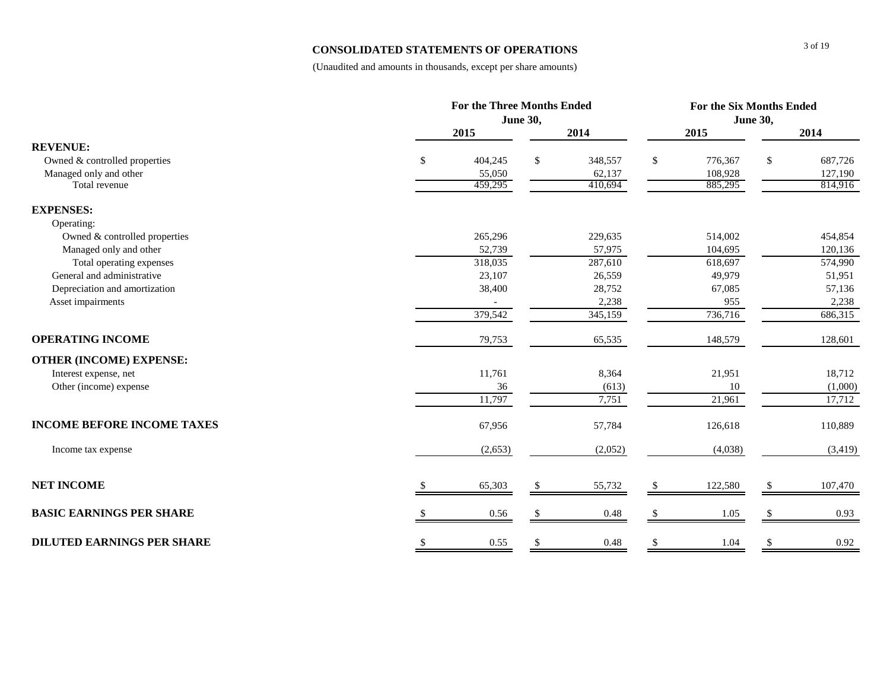# CONSOLIDATED STATEMENTS OF OPERATIONS

(Unaudited and amounts in thousands, except per share amounts)

| | For the Three Months Ended June 30, | | For the Six Months Ended June 30, | |
|---|---|---|---|---|
| | 2015 | 2014 | 2015 | 2014 |
| **REVENUE:** | | | | |
| Owned & controlled properties | $ 404,245 | $ 348,557 | $ 776,367 | $ 687,726 |
| Managed only and other | 55,050 | 62,137 | 108,928 | 127,190 |
| Total revenue | 459,295 | 410,694 | 885,295 | 814,916 |
| **EXPENSES:** | | | | |
| Operating: | | | | |
| Owned & controlled properties | 265,296 | 229,635 | 514,002 | 454,854 |
| Managed only and other | 52,739 | 57,975 | 104,695 | 120,136 |
| Total operating expenses | 318,035 | 287,610 | 618,697 | 574,990 |
| General and administrative | 23,107 | 26,559 | 49,979 | 51,951 |
| Depreciation and amortization | 38,400 | 28,752 | 67,085 | 57,136 |
| Asset impairments | - | 2,238 | 955 | 2,238 |
| | 379,542 | 345,159 | 736,716 | 686,315 |
| **OPERATING INCOME** | 79,753 | 65,535 | 148,579 | 128,601 |
| **OTHER (INCOME) EXPENSE:** | | | | |
| Interest expense, net | 11,761 | 8,364 | 21,951 | 18,712 |
| Other (income) expense | 36 | (613) | 10 | (1,000) |
| | 11,797 | 7,751 | 21,961 | 17,712 |
| **INCOME BEFORE INCOME TAXES** | 67,956 | 57,784 | 126,618 | 110,889 |
| Income tax expense | (2,653) | (2,052) | (4,038) | (3,419) |
| **NET INCOME** | $ 65,303 | $ 55,732 | $ 122,580 | $ 107,470 |
| **BASIC EARNINGS PER SHARE** | $ 0.56 | $ 0.48 | $ 1.05 | $ 0.93 |
| **DILUTED EARNINGS PER SHARE** | $ 0.55 | $ 0.48 | $ 1.04 | $ 0.92 |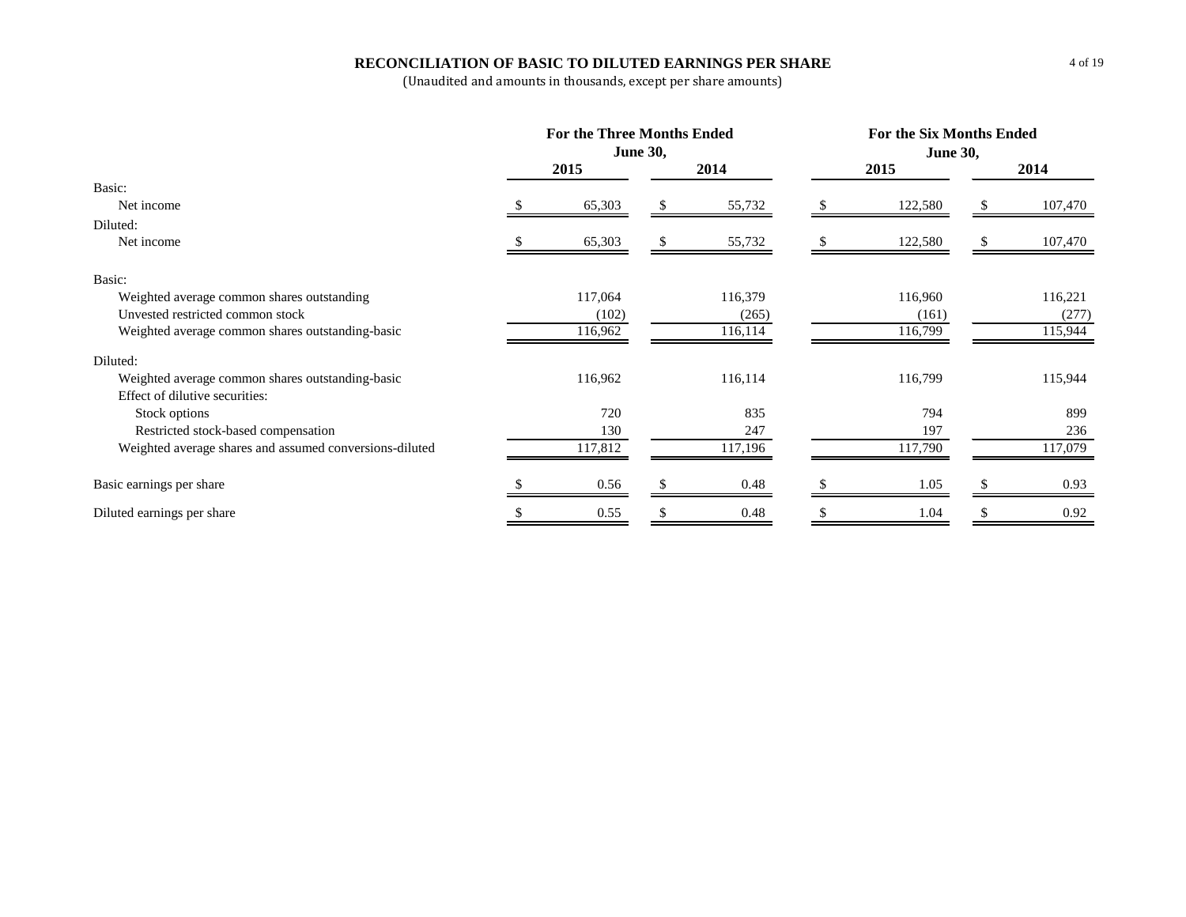# RECONCILIATION OF BASIC TO DILUTED EARNINGS PER SHARE

(Unaudited and amounts in thousands, except per share amounts)

| | For the Three Months Ended June 30, | | For the Six Months Ended June 30, | |
|---|---|---|---|---|
| | 2015 | 2014 | 2015 | 2014 |
| Basic: | | | | |
| Net income | $ 65,303 | $ 55,732 | $ 122,580 | $ 107,470 |
| Diluted: | | | | |
| Net income | $ 65,303 | $ 55,732 | $ 122,580 | $ 107,470 |
| | | | | |
| Basic: | | | | |
| Weighted average common shares outstanding | 117,064 | 116,379 | 116,960 | 116,221 |
| Unvested restricted common stock | (102) | (265) | (161) | (277) |
| Weighted average common shares outstanding-basic | 116,962 | 116,114 | 116,799 | 115,944 |
| Diluted: | | | | |
| Weighted average common shares outstanding-basic | 116,962 | 116,114 | 116,799 | 115,944 |
| Effect of dilutive securities: | | | | |
| Stock options | 720 | 835 | 794 | 899 |
| Restricted stock-based compensation | 130 | 247 | 197 | 236 |
| Weighted average shares and assumed conversions-diluted | 117,812 | 117,196 | 117,790 | 117,079 |
| | | | | |
| Basic earnings per share | $ 0.56 | $ 0.48 | $ 1.05 | $ 0.93 |
| Diluted earnings per share | $ 0.55 | $ 0.48 | $ 1.04 | $ 0.92 |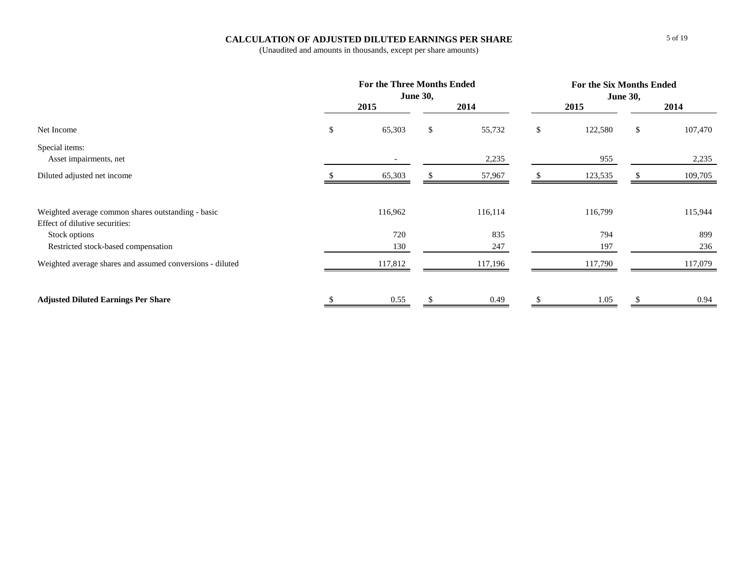# CALCULATION OF ADJUSTED DILUTED EARNINGS PER SHARE

(Unaudited and amounts in thousands, except per share amounts)

| | For the Three Months Ended June 30, | | For the Six Months Ended June 30, | |
|---|---|---|---|---|
| | 2015 | 2014 | 2015 | 2014 |
| Net Income | $ 65,303 | $ 55,732 | $ 122,580 | $ 107,470 |
| Special items: | | | | |
| Asset impairments, net | - | 2,235 | 955 | 2,235 |
| Diluted adjusted net income | $ 65,303 | $ 57,967 | $ 123,535 | $ 109,705 |
| | | | | |
| Weighted average common shares outstanding - basic | 116,962 | 116,114 | 116,799 | 115,944 |
| Effect of dilutive securities: | | | | |
| Stock options | 720 | 835 | 794 | 899 |
| Restricted stock-based compensation | 130 | 247 | 197 | 236 |
| Weighted average shares and assumed conversions - diluted | 117,812 | 117,196 | 117,790 | 117,079 |
| | | | | |
| **Adjusted Diluted Earnings Per Share** | $ 0.55 | $ 0.49 | $ 1.05 | $ 0.94 |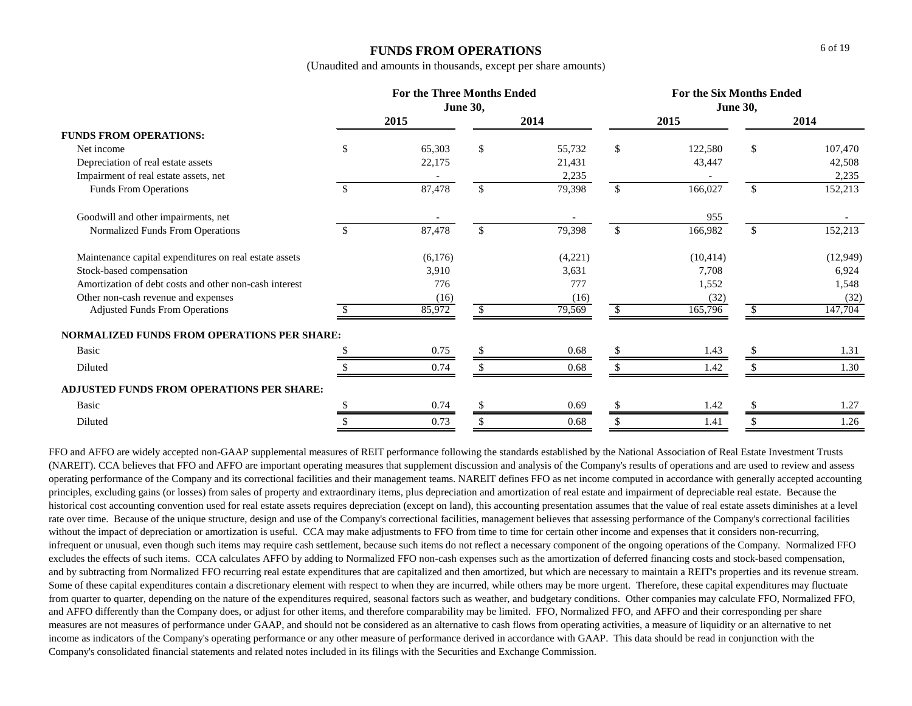## FUNDS FROM OPERATIONS

(Unaudited and amounts in thousands, except per share amounts)

| | For the Three Months Ended June 30, | | For the Six Months Ended June 30, | |
|---|---|---|---|---|
| | 2015 | 2014 | 2015 | 2014 |
| **FUNDS FROM OPERATIONS:** | | | | |
| Net income | $ 65,303 | $ 55,732 | $ 122,580 | $ 107,470 |
| Depreciation of real estate assets | 22,175 | 21,431 | 43,447 | 42,508 |
| Impairment of real estate assets, net | - | 2,235 | - | 2,235 |
| Funds From Operations | $ 87,478 | $ 79,398 | $ 166,027 | $ 152,213 |
| | | | | |
| Goodwill and other impairments, net | - | - | 955 | - |
| Normalized Funds From Operations | $ 87,478 | $ 79,398 | $ 166,982 | $ 152,213 |
| | | | | |
| Maintenance capital expenditures on real estate assets | (6,176) | (4,221) | (10,414) | (12,949) |
| Stock-based compensation | 3,910 | 3,631 | 7,708 | 6,924 |
| Amortization of debt costs and other non-cash interest | 776 | 777 | 1,552 | 1,548 |
| Other non-cash revenue and expenses | (16) | (16) | (32) | (32) |
| Adjusted Funds From Operations | $ 85,972 | $ 79,569 | $ 165,796 | $ 147,704 |
| | | | | |
| **NORMALIZED FUNDS FROM OPERATIONS PER SHARE:** | | | | |
| Basic | $ 0.75 | $ 0.68 | $ 1.43 | $ 1.31 |
| Diluted | $ 0.74 | $ 0.68 | $ 1.42 | $ 1.30 |
| | | | | |
| **ADJUSTED FUNDS FROM OPERATIONS PER SHARE:** | | | | |
| Basic | $ 0.74 | $ 0.69 | $ 1.42 | $ 1.27 |
| Diluted | $ 0.73 | $ 0.68 | $ 1.41 | $ 1.26 |

FFO and AFFO are widely accepted non-GAAP supplemental measures of REIT performance following the standards established by the National Association of Real Estate Investment Trusts (NAREIT). CCA believes that FFO and AFFO are important operating measures that supplement discussion and analysis of the Company's results of operations and are used to review and assess operating performance of the Company and its correctional facilities and their management teams. NAREIT defines FFO as net income computed in accordance with generally accepted accounting principles, excluding gains (or losses) from sales of property and extraordinary items, plus depreciation and amortization of real estate and impairment of depreciable real estate. Because the historical cost accounting convention used for real estate assets requires depreciation (except on land), this accounting presentation assumes that the value of real estate assets diminishes at a level rate over time. Because of the unique structure, design and use of the Company's correctional facilities, management believes that assessing performance of the Company's correctional facilities without the impact of depreciation or amortization is useful. CCA may make adjustments to FFO from time to time for certain other income and expenses that it considers non-recurring, infrequent or unusual, even though such items may require cash settlement, because such items do not reflect a necessary component of the ongoing operations of the Company. Normalized FFO excludes the effects of such items. CCA calculates AFFO by adding to Normalized FFO non-cash expenses such as the amortization of deferred financing costs and stock-based compensation, and by subtracting from Normalized FFO recurring real estate expenditures that are capitalized and then amortized, but which are necessary to maintain a REIT's properties and its revenue stream. Some of these capital expenditures contain a discretionary element with respect to when they are incurred, while others may be more urgent. Therefore, these capital expenditures may fluctuate from quarter to quarter, depending on the nature of the expenditures required, seasonal factors such as weather, and budgetary conditions. Other companies may calculate FFO, Normalized FFO, and AFFO differently than the Company does, or adjust for other items, and therefore comparability may be limited. FFO, Normalized FFO, and AFFO and their corresponding per share measures are not measures of performance under GAAP, and should not be considered as an alternative to cash flows from operating activities, a measure of liquidity or an alternative to net income as indicators of the Company's operating performance or any other measure of performance derived in accordance with GAAP. This data should be read in conjunction with the Company's consolidated financial statements and related notes included in its filings with the Securities and Exchange Commission.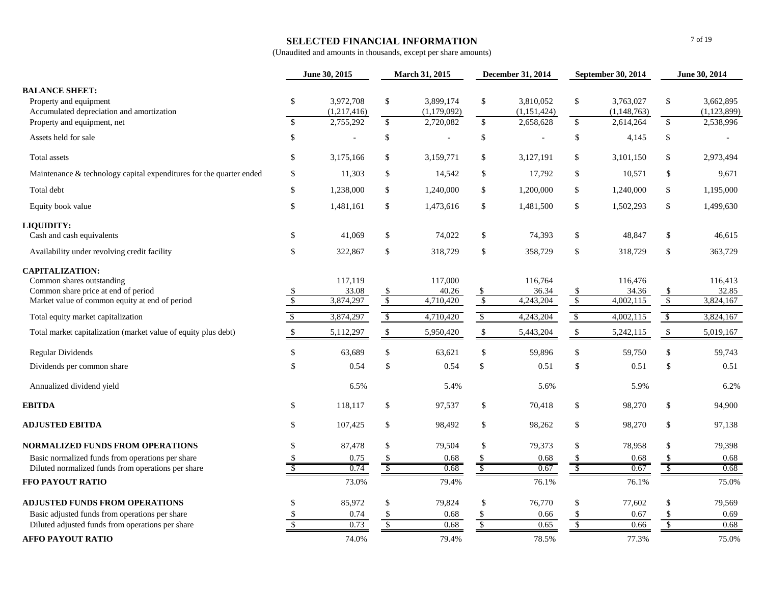## SELECTED FINANCIAL INFORMATION

(Unaudited and amounts in thousands, except per share amounts)

| | June 30, 2015 | March 31, 2015 | December 31, 2014 | September 30, 2014 | June 30, 2014 |
|---|---|---|---|---|---|
| **BALANCE SHEET:** | | | | | |
| Property and equipment | $ 3,972,708 | $ 3,899,174 | $ 3,810,052 | $ 3,763,027 | $ 3,662,895 |
| Accumulated depreciation and amortization | (1,217,416) | (1,179,092) | (1,151,424) | (1,148,763) | (1,123,899) |
| Property and equipment, net | $ 2,755,292 | $ 2,720,082 | $ 2,658,628 | $ 2,614,264 | $ 2,538,996 |
| Assets held for sale | $ - | $ - | $ - | $ 4,145 | $ - |
| Total assets | $ 3,175,166 | $ 3,159,771 | $ 3,127,191 | $ 3,101,150 | $ 2,973,494 |
| Maintenance & technology capital expenditures for the quarter ended | $ 11,303 | $ 14,542 | $ 17,792 | $ 10,571 | $ 9,671 |
| Total debt | $ 1,238,000 | $ 1,240,000 | $ 1,200,000 | $ 1,240,000 | $ 1,195,000 |
| Equity book value | $ 1,481,161 | $ 1,473,616 | $ 1,481,500 | $ 1,502,293 | $ 1,499,630 |
| **LIQUIDITY:** | | | | | |
| Cash and cash equivalents | $ 41,069 | $ 74,022 | $ 74,393 | $ 48,847 | $ 46,615 |
| Availability under revolving credit facility | $ 322,867 | $ 318,729 | $ 358,729 | $ 318,729 | $ 363,729 |
| **CAPITALIZATION:** | | | | | |
| Common shares outstanding | 117,119 | 117,000 | 116,764 | 116,476 | 116,413 |
| Common share price at end of period | $ 33.08 | $ 40.26 | $ 36.34 | $ 34.36 | $ 32.85 |
| Market value of common equity at end of period | $ 3,874,297 | $ 4,710,420 | $ 4,243,204 | $ 4,002,115 | $ 3,824,167 |
| Total equity market capitalization | $ 3,874,297 | $ 4,710,420 | $ 4,243,204 | $ 4,002,115 | $ 3,824,167 |
| Total market capitalization (market value of equity plus debt) | $ 5,112,297 | $ 5,950,420 | $ 5,443,204 | $ 5,242,115 | $ 5,019,167 |
| Regular Dividends | $ 63,689 | $ 63,621 | $ 59,896 | $ 59,750 | $ 59,743 |
| Dividends per common share | $ 0.54 | $ 0.54 | $ 0.51 | $ 0.51 | $ 0.51 |
| Annualized dividend yield | 6.5% | 5.4% | 5.6% | 5.9% | 6.2% |
| **EBITDA** | $ 118,117 | $ 97,537 | $ 70,418 | $ 98,270 | $ 94,900 |
| **ADJUSTED EBITDA** | $ 107,425 | $ 98,492 | $ 98,262 | $ 98,270 | $ 97,138 |
| **NORMALIZED FUNDS FROM OPERATIONS** | $ 87,478 | $ 79,504 | $ 79,373 | $ 78,958 | $ 79,398 |
| Basic normalized funds from operations per share | $ 0.75 | $ 0.68 | $ 0.68 | $ 0.68 | $ 0.68 |
| Diluted normalized funds from operations per share | $ 0.74 | $ 0.68 | $ 0.67 | $ 0.67 | $ 0.68 |
| **FFO PAYOUT RATIO** | 73.0% | 79.4% | 76.1% | 76.1% | 75.0% |
| **ADJUSTED FUNDS FROM OPERATIONS** | $ 85,972 | $ 79,824 | $ 76,770 | $ 77,602 | $ 79,569 |
| Basic adjusted funds from operations per share | $ 0.74 | $ 0.68 | $ 0.66 | $ 0.67 | $ 0.69 |
| Diluted adjusted funds from operations per share | $ 0.73 | $ 0.68 | $ 0.65 | $ 0.66 | $ 0.68 |
| **AFFO PAYOUT RATIO** | 74.0% | 79.4% | 78.5% | 77.3% | 75.0% |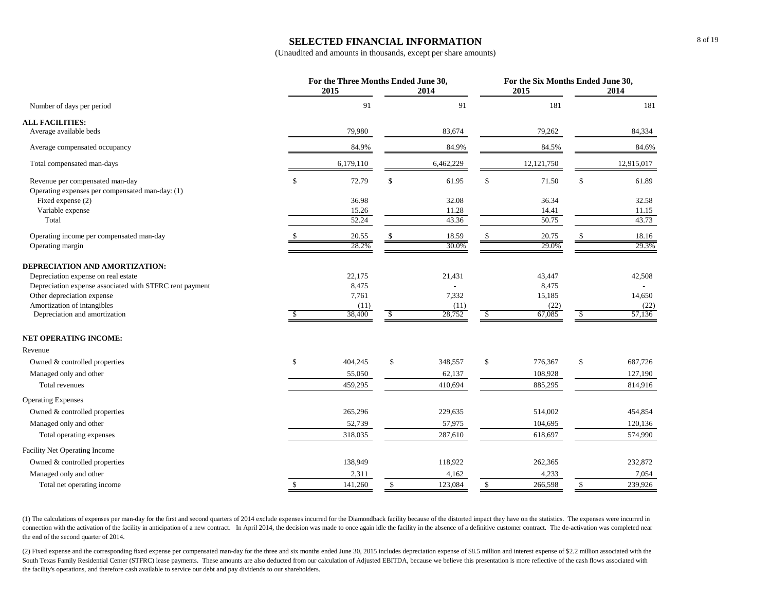# SELECTED FINANCIAL INFORMATION

(Unaudited and amounts in thousands, except per share amounts)

| | For the Three Months Ended June 30, 2015 | For the Three Months Ended June 30, 2014 | For the Six Months Ended June 30, 2015 | For the Six Months Ended June 30, 2014 |
|---|---|---|---|---|
| Number of days per period | 91 | 91 | 181 | 181 |
| **ALL FACILITIES:** | | | | |
| Average available beds | 79,980 | 83,674 | 79,262 | 84,334 |
| Average compensated occupancy | 84.9% | 84.9% | 84.5% | 84.6% |
| Total compensated man-days | 6,179,110 | 6,462,229 | 12,121,750 | 12,915,017 |
| Revenue per compensated man-day | $ 72.79 | $ 61.95 | $ 71.50 | $ 61.89 |
| Operating expenses per compensated man-day: (1) | | | | |
| Fixed expense (2) | 36.98 | 32.08 | 36.34 | 32.58 |
| Variable expense | 15.26 | 11.28 | 14.41 | 11.15 |
| Total | 52.24 | 43.36 | 50.75 | 43.73 |
| Operating income per compensated man-day | $ 20.55 | $ 18.59 | $ 20.75 | $ 18.16 |
| Operating margin | 28.2% | 30.0% | 29.0% | 29.3% |
| **DEPRECIATION AND AMORTIZATION:** | | | | |
| Depreciation expense on real estate | 22,175 | 21,431 | 43,447 | 42,508 |
| Depreciation expense associated with STFRC rent payment | 8,475 | - | 8,475 | - |
| Other depreciation expense | 7,761 | 7,332 | 15,185 | 14,650 |
| Amortization of intangibles | (11) | (11) | (22) | (22) |
| Depreciation and amortization | $ 38,400 | $ 28,752 | $ 67,085 | $ 57,136 |
| **NET OPERATING INCOME:** | | | | |
| Revenue | | | | |
| Owned & controlled properties | $ 404,245 | $ 348,557 | $ 776,367 | $ 687,726 |
| Managed only and other | 55,050 | 62,137 | 108,928 | 127,190 |
| Total revenues | 459,295 | 410,694 | 885,295 | 814,916 |
| Operating Expenses | | | | |
| Owned & controlled properties | 265,296 | 229,635 | 514,002 | 454,854 |
| Managed only and other | 52,739 | 57,975 | 104,695 | 120,136 |
| Total operating expenses | 318,035 | 287,610 | 618,697 | 574,990 |
| Facility Net Operating Income | | | | |
| Owned & controlled properties | 138,949 | 118,922 | 262,365 | 232,872 |
| Managed only and other | 2,311 | 4,162 | 4,233 | 7,054 |
| Total net operating income | $ 141,260 | $ 123,084 | $ 266,598 | $ 239,926 |

(1) The calculations of expenses per man-day for the first and second quarters of 2014 exclude expenses incurred for the Diamondback facility because of the distorted impact they have on the statistics. The expenses were incurred in connection with the activation of the facility in anticipation of a new contract. In April 2014, the decision was made to once again idle the facility in the absence of a definitive customer contract. The de-activation was completed near the end of the second quarter of 2014.

(2) Fixed expense and the corresponding fixed expense per compensated man-day for the three and six months ended June 30, 2015 includes depreciation expense of $8.5 million and interest expense of $2.2 million associated with the South Texas Family Residential Center (STFRC) lease payments. These amounts are also deducted from our calculation of Adjusted EBITDA, because we believe this presentation is more reflective of the cash flows associated with the facility's operations, and therefore cash available to service our debt and pay dividends to our shareholders.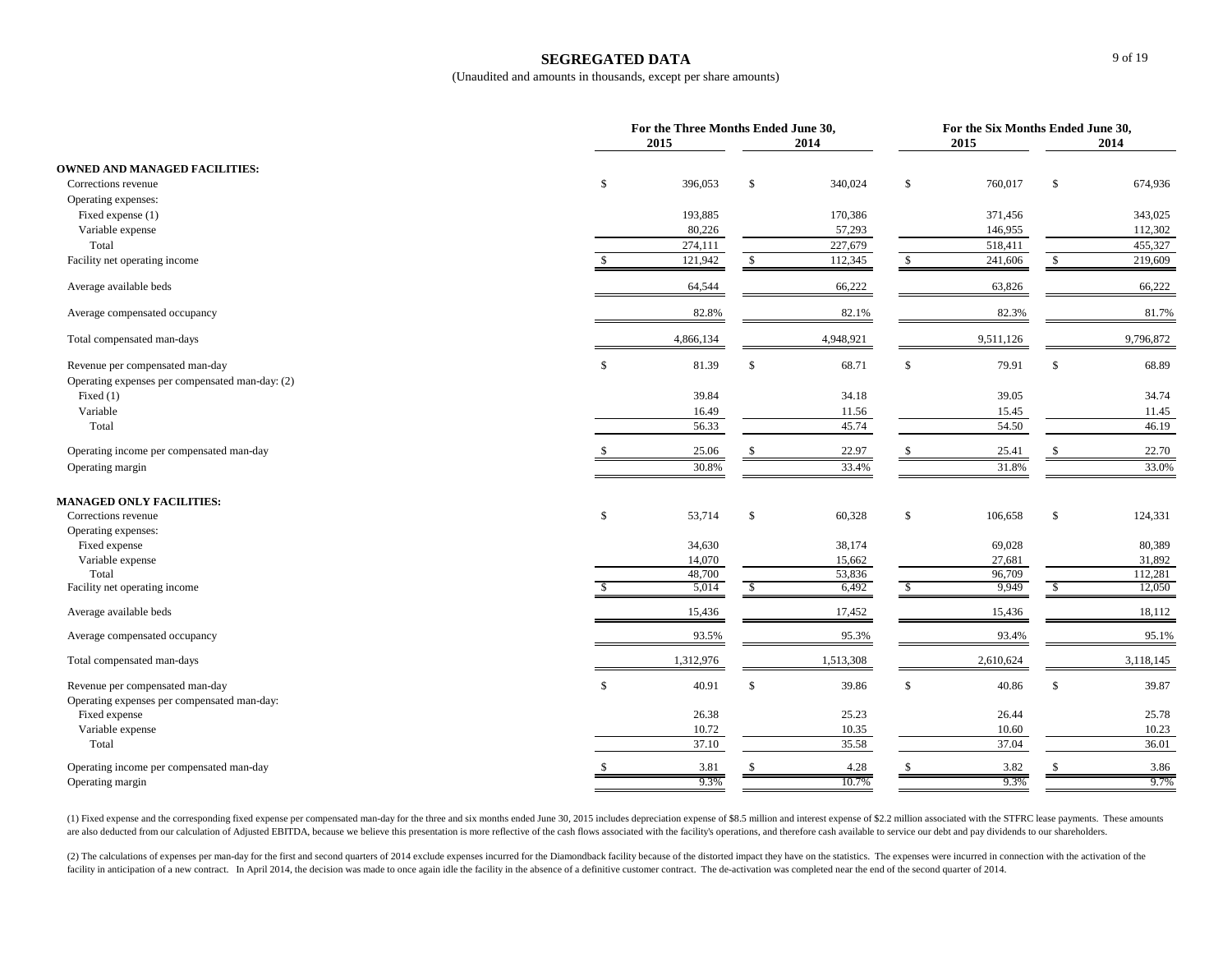# SEGREGATED DATA

(Unaudited and amounts in thousands, except per share amounts)

| | For the Three Months Ended June 30, | | For the Six Months Ended June 30, | |
|---|---|---|---|---|
| | 2015 | 2014 | 2015 | 2014 |
| **OWNED AND MANAGED FACILITIES:** | | | | |
| Corrections revenue | $ 396,053 | $ 340,024 | $ 760,017 | $ 674,936 |
| Operating expenses: | | | | |
| Fixed expense (1) | 193,885 | 170,386 | 371,456 | 343,025 |
| Variable expense | 80,226 | 57,293 | 146,955 | 112,302 |
| Total | 274,111 | 227,679 | 518,411 | 455,327 |
| Facility net operating income | $ 121,942 | $ 112,345 | $ 241,606 | $ 219,609 |
| Average available beds | 64,544 | 66,222 | 63,826 | 66,222 |
| Average compensated occupancy | 82.8% | 82.1% | 82.3% | 81.7% |
| Total compensated man-days | 4,866,134 | 4,948,921 | 9,511,126 | 9,796,872 |
| Revenue per compensated man-day | $ 81.39 | $ 68.71 | $ 79.91 | $ 68.89 |
| Operating expenses per compensated man-day: (2) | | | | |
| Fixed (1) | 39.84 | 34.18 | 39.05 | 34.74 |
| Variable | 16.49 | 11.56 | 15.45 | 11.45 |
| Total | 56.33 | 45.74 | 54.50 | 46.19 |
| Operating income per compensated man-day | $ 25.06 | $ 22.97 | $ 25.41 | $ 22.70 |
| Operating margin | 30.8% | 33.4% | 31.8% | 33.0% |
| **MANAGED ONLY FACILITIES:** | | | | |
| Corrections revenue | $ 53,714 | $ 60,328 | $ 106,658 | $ 124,331 |
| Operating expenses: | | | | |
| Fixed expense | 34,630 | 38,174 | 69,028 | 80,389 |
| Variable expense | 14,070 | 15,662 | 27,681 | 31,892 |
| Total | 48,700 | 53,836 | 96,709 | 112,281 |
| Facility net operating income | $ 5,014 | $ 6,492 | $ 9,949 | $ 12,050 |
| Average available beds | 15,436 | 17,452 | 15,436 | 18,112 |
| Average compensated occupancy | 93.5% | 95.3% | 93.4% | 95.1% |
| Total compensated man-days | 1,312,976 | 1,513,308 | 2,610,624 | 3,118,145 |
| Revenue per compensated man-day | $ 40.91 | $ 39.86 | $ 40.86 | $ 39.87 |
| Operating expenses per compensated man-day: | | | | |
| Fixed expense | 26.38 | 25.23 | 26.44 | 25.78 |
| Variable expense | 10.72 | 10.35 | 10.60 | 10.23 |
| Total | 37.10 | 35.58 | 37.04 | 36.01 |
| Operating income per compensated man-day | $ 3.81 | $ 4.28 | $ 3.82 | $ 3.86 |
| Operating margin | 9.3% | 10.7% | 9.3% | 9.7% |

(1) Fixed expense and the corresponding fixed expense per compensated man-day for the three and six months ended June 30, 2015 includes depreciation expense of $8.5 million and interest expense of $2.2 million associated with the STFRC lease payments. These amounts are also deducted from our calculation of Adjusted EBITDA, because we believe this presentation is more reflective of the cash flows associated with the facility's operations, and therefore cash available to service our debt and pay dividends to our shareholders.

(2) The calculations of expenses per man-day for the first and second quarters of 2014 exclude expenses incurred for the Diamondback facility because of the distorted impact they have on the statistics. The expenses were incurred in connection with the activation of the facility in anticipation of a new contract. In April 2014, the decision was made to once again idle the facility in the absence of a definitive customer contract. The de-activation was completed near the end of the second quarter of 2014.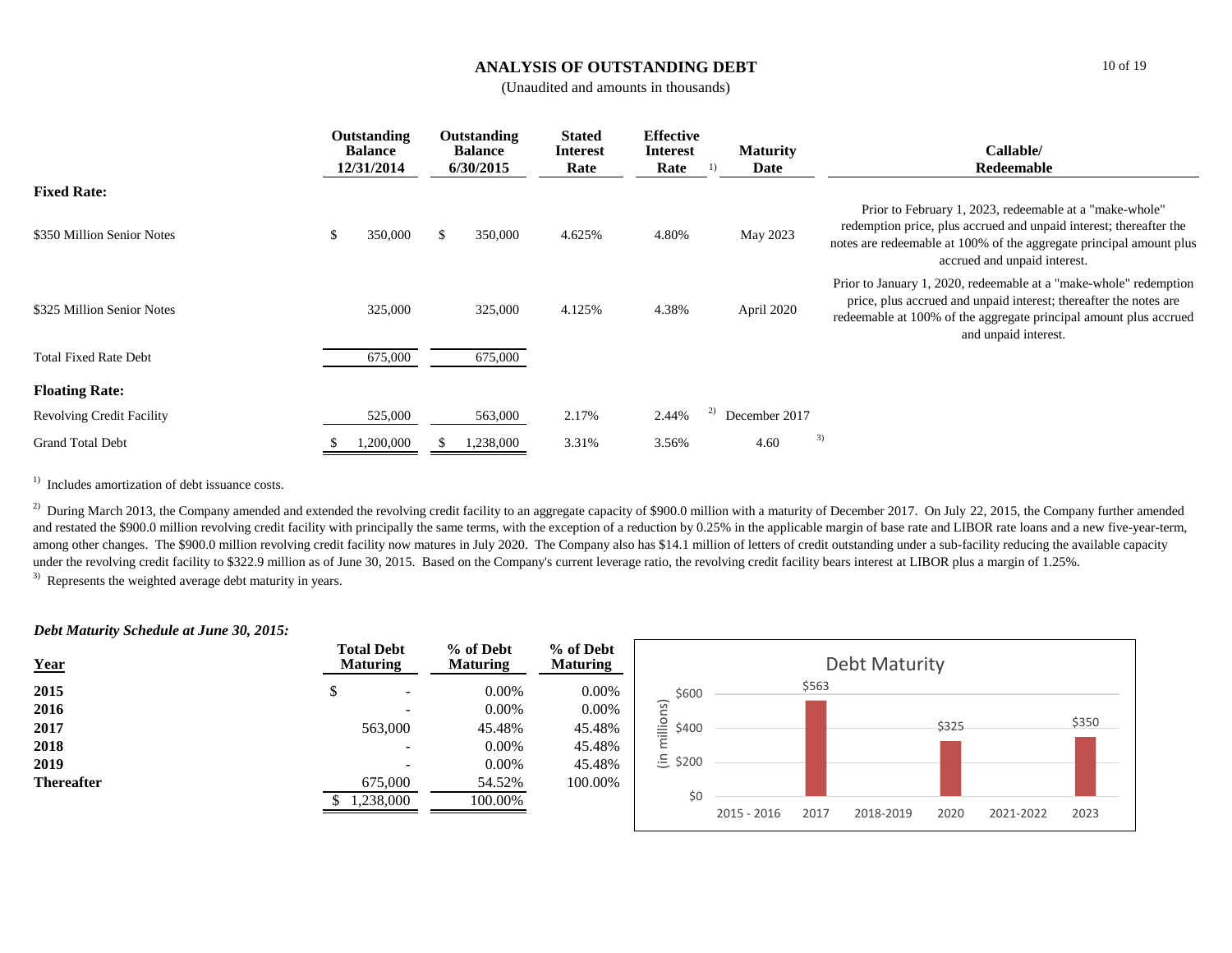# ANALYSIS OF OUTSTANDING DEBT

(Unaudited and amounts in thousands)

| | Outstanding Balance 12/31/2014 | Outstanding Balance 6/30/2015 | Stated Interest Rate | Effective Interest Rate [1] | Maturity Date | Callable/ Redeemable |
|---|---|---|---|---|---|---|
| **Fixed Rate:** | | | | | | |
| $350 Million Senior Notes | $ 350,000 | $ 350,000 | 4.625% | 4.80% | May 2023 | Prior to February 1, 2023, redeemable at a "make-whole" redemption price, plus accrued and unpaid interest; thereafter the notes are redeemable at 100% of the aggregate principal amount plus accrued and unpaid interest. |
| $325 Million Senior Notes | 325,000 | 325,000 | 4.125% | 4.38% | April 2020 | Prior to January 1, 2020, redeemable at a "make-whole" redemption price, plus accrued and unpaid interest; thereafter the notes are redeemable at 100% of the aggregate principal amount plus accrued and unpaid interest. |
| Total Fixed Rate Debt | 675,000 | 675,000 | | | | |
| **Floating Rate:** | | | | | | |
| Revolving Credit Facility | 525,000 | 563,000 | 2.17% | 2.44% [2] | December 2017 | |
| Grand Total Debt | $ 1,200,000 | $ 1,238,000 | 3.31% | 3.56% | 4.60 [3] | |

[1] Includes amortization of debt issuance costs.

[2] During March 2013, the Company amended and extended the revolving credit facility to an aggregate capacity of $900.0 million with a maturity of December 2017. On July 22, 2015, the Company further amended and restated the $900.0 million revolving credit facility with principally the same terms, with the exception of a reduction by 0.25% in the applicable margin of base rate and LIBOR rate loans and a new five-year-term, among other changes. The $900.0 million revolving credit facility now matures in July 2020. The Company also has $14.1 million of letters of credit outstanding under a sub-facility reducing the available capacity under the revolving credit facility to $322.9 million as of June 30, 2015. Based on the Company's current leverage ratio, the revolving credit facility bears interest at LIBOR plus a margin of 1.25%.

[3] Represents the weighted average debt maturity in years.

***Debt Maturity Schedule at June 30, 2015:***

| Year | Total Debt Maturing | % of Debt Maturing | % of Debt Maturing |
|---|---|---|---|
| **2015** | $ - | 0.00% | 0.00% |
| **2016** | - | 0.00% | 0.00% |
| **2017** | 563,000 | 45.48% | 45.48% |
| **2018** | - | 0.00% | 45.48% |
| **2019** | - | 0.00% | 45.48% |
| **Thereafter** | 675,000 | 54.52% | 100.00% |
| | $ 1,238,000 | 100.00% | |

Debt Maturity

| (in millions) | 2015 - 2016 | 2017 | 2018-2019 | 2020 | 2021-2022 | 2023 |
|---|---|---|---|---|---|---|
| | | $563 | | $325 | | $350 |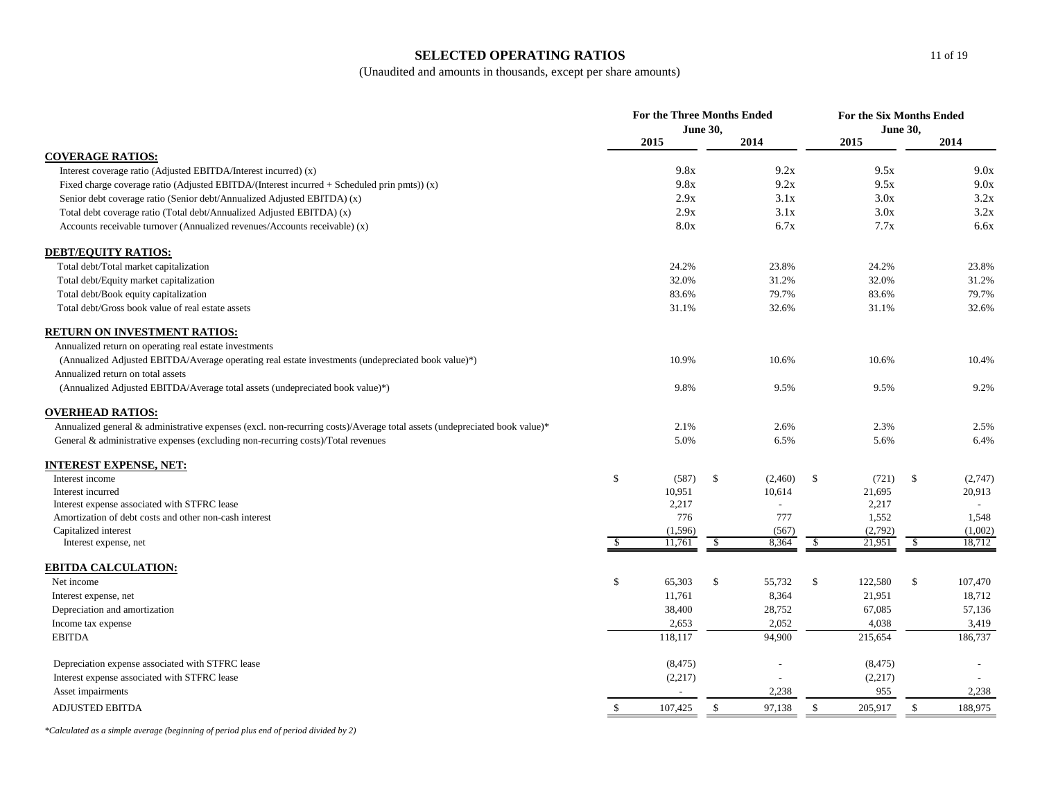# SELECTED OPERATING RATIOS

(Unaudited and amounts in thousands, except per share amounts)

| | For the Three Months Ended June 30, | | For the Six Months Ended June 30, | |
|---|---|---|---|---|
| | 2015 | 2014 | 2015 | 2014 |
| **COVERAGE RATIOS:** | | | | |
| Interest coverage ratio (Adjusted EBITDA/Interest incurred) (x) | 9.8x | 9.2x | 9.5x | 9.0x |
| Fixed charge coverage ratio (Adjusted EBITDA/(Interest incurred + Scheduled prin pmts)) (x) | 9.8x | 9.2x | 9.5x | 9.0x |
| Senior debt coverage ratio (Senior debt/Annualized Adjusted EBITDA) (x) | 2.9x | 3.1x | 3.0x | 3.2x |
| Total debt coverage ratio (Total debt/Annualized Adjusted EBITDA) (x) | 2.9x | 3.1x | 3.0x | 3.2x |
| Accounts receivable turnover (Annualized revenues/Accounts receivable) (x) | 8.0x | 6.7x | 7.7x | 6.6x |
| **DEBT/EQUITY RATIOS:** | | | | |
| Total debt/Total market capitalization | 24.2% | 23.8% | 24.2% | 23.8% |
| Total debt/Equity market capitalization | 32.0% | 31.2% | 32.0% | 31.2% |
| Total debt/Book equity capitalization | 83.6% | 79.7% | 83.6% | 79.7% |
| Total debt/Gross book value of real estate assets | 31.1% | 32.6% | 31.1% | 32.6% |
| **RETURN ON INVESTMENT RATIOS:** | | | | |
| Annualized return on operating real estate investments (Annualized Adjusted EBITDA/Average operating real estate investments (undepreciated book value)*) | 10.9% | 10.6% | 10.6% | 10.4% |
| Annualized return on total assets (Annualized Adjusted EBITDA/Average total assets (undepreciated book value)*) | 9.8% | 9.5% | 9.5% | 9.2% |
| **OVERHEAD RATIOS:** | | | | |
| Annualized general & administrative expenses (excl. non-recurring costs)/Average total assets (undepreciated book value)* | 2.1% | 2.6% | 2.3% | 2.5% |
| General & administrative expenses (excluding non-recurring costs)/Total revenues | 5.0% | 6.5% | 5.6% | 6.4% |
| **INTEREST EXPENSE, NET:** | | | | |
| Interest income | $ (587) | $ (2,460) | $ (721) | $ (2,747) |
| Interest incurred | 10,951 | 10,614 | 21,695 | 20,913 |
| Interest expense associated with STFRC lease | 2,217 | - | 2,217 | - |
| Amortization of debt costs and other non-cash interest | 776 | 777 | 1,552 | 1,548 |
| Capitalized interest | (1,596) | (567) | (2,792) | (1,002) |
| Interest expense, net | $ 11,761 | $ 8,364 | $ 21,951 | $ 18,712 |
| **EBITDA CALCULATION:** | | | | |
| Net income | $ 65,303 | $ 55,732 | $ 122,580 | $ 107,470 |
| Interest expense, net | 11,761 | 8,364 | 21,951 | 18,712 |
| Depreciation and amortization | 38,400 | 28,752 | 67,085 | 57,136 |
| Income tax expense | 2,653 | 2,052 | 4,038 | 3,419 |
| EBITDA | 118,117 | 94,900 | 215,654 | 186,737 |
| Depreciation expense associated with STFRC lease | (8,475) | - | (8,475) | - |
| Interest expense associated with STFRC lease | (2,217) | - | (2,217) | - |
| Asset impairments | - | 2,238 | 955 | 2,238 |
| ADJUSTED EBITDA | $ 107,425 | $ 97,138 | $ 205,917 | $ 188,975 |

*\*Calculated as a simple average (beginning of period plus end of period divided by 2)*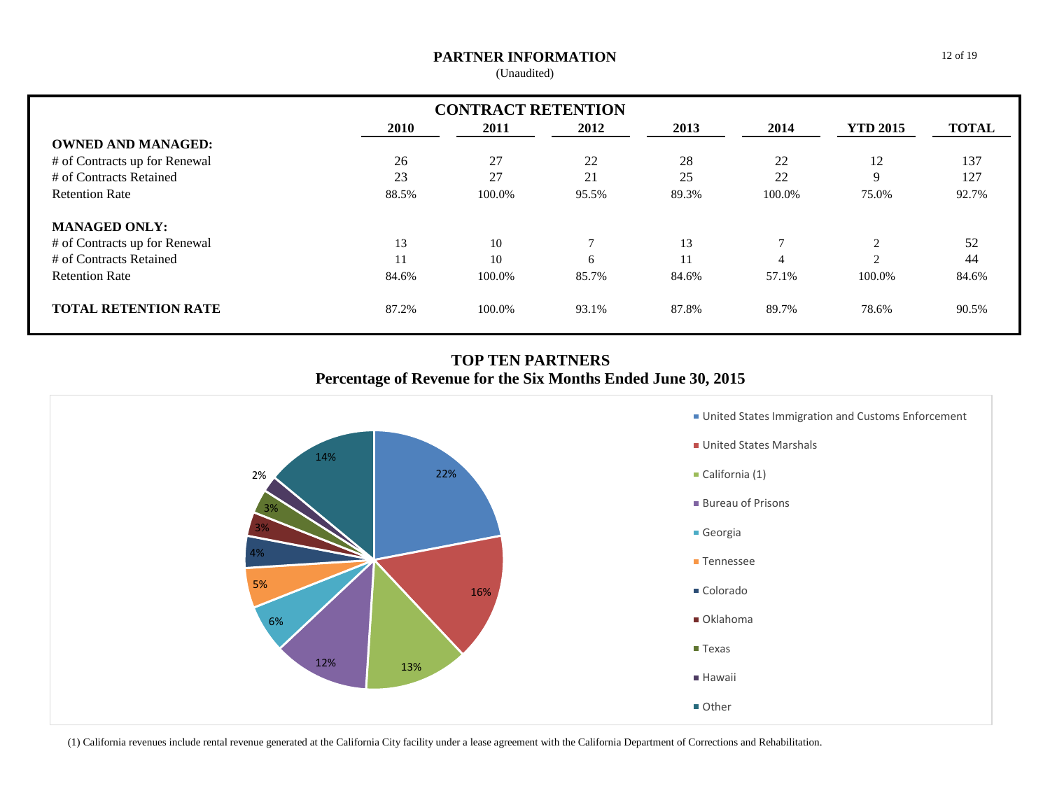# PARTNER INFORMATION

(Unaudited)

## CONTRACT RETENTION

| | 2010 | 2011 | 2012 | 2013 | 2014 | YTD 2015 | TOTAL |
|---|---|---|---|---|---|---|---|
| **OWNED AND MANAGED:** | | | | | | | |
| # of Contracts up for Renewal | 26 | 27 | 22 | 28 | 22 | 12 | 137 |
| # of Contracts Retained | 23 | 27 | 21 | 25 | 22 | 9 | 127 |
| Retention Rate | 88.5% | 100.0% | 95.5% | 89.3% | 100.0% | 75.0% | 92.7% |
| | | | | | | | |
| **MANAGED ONLY:** | | | | | | | |
| # of Contracts up for Renewal | 13 | 10 | 7 | 13 | 7 | 2 | 52 |
| # of Contracts Retained | 11 | 10 | 6 | 11 | 4 | 2 | 44 |
| Retention Rate | 84.6% | 100.0% | 85.7% | 84.6% | 57.1% | 100.0% | 84.6% |
| | | | | | | | |
| **TOTAL RETENTION RATE** | 87.2% | 100.0% | 93.1% | 87.8% | 89.7% | 78.6% | 90.5% |

## TOP TEN PARTNERS
### Percentage of Revenue for the Six Months Ended June 30, 2015

| Partner | Percentage |
|---|---|
| United States Immigration and Customs Enforcement | 22% |
| United States Marshals | 16% |
| California (1) | 13% |
| Bureau of Prisons | 12% |
| Georgia | 6% |
| Tennessee | 5% |
| Colorado | 4% |
| Oklahoma | 3% |
| Texas | 3% |
| Hawaii | 2% |
| Other | 14% |

(1) California revenues include rental revenue generated at the California City facility under a lease agreement with the California Department of Corrections and Rehabilitation.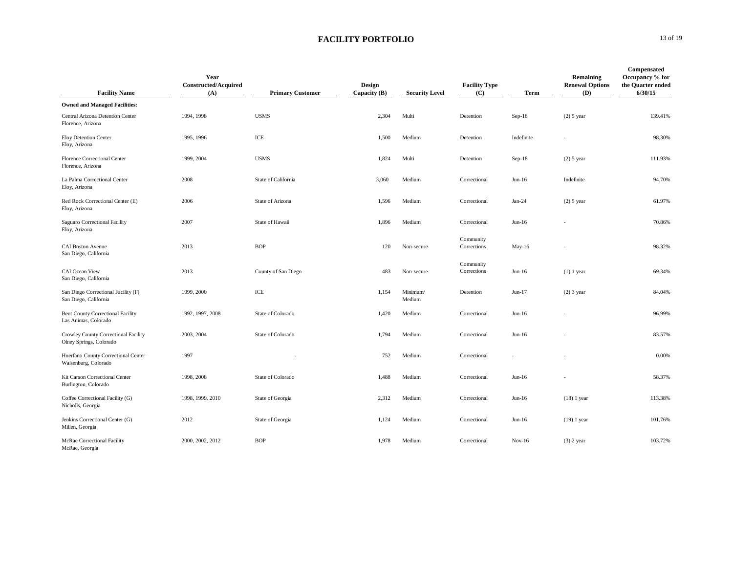# FACILITY PORTFOLIO

| Facility Name | Year Constructed/Acquired (A) | Primary Customer | Design Capacity (B) | Security Level | Facility Type (C) | Term | Remaining Renewal Options (D) | Compensated Occupancy % for the Quarter ended 6/30/15 |
|---|---|---|---|---|---|---|---|---|
| **Owned and Managed Facilities:** | | | | | | | | |
| Central Arizona Detention Center<br>Florence, Arizona | 1994, 1998 | USMS | 2,304 | Multi | Detention | Sep-18 | (2) 5 year | 139.41% |
| Eloy Detention Center<br>Eloy, Arizona | 1995, 1996 | ICE | 1,500 | Medium | Detention | Indefinite | - | 98.30% |
| Florence Correctional Center<br>Florence, Arizona | 1999, 2004 | USMS | 1,824 | Multi | Detention | Sep-18 | (2) 5 year | 111.93% |
| La Palma Correctional Center<br>Eloy, Arizona | 2008 | State of California | 3,060 | Medium | Correctional | Jun-16 | Indefinite | 94.70% |
| Red Rock Correctional Center (E)<br>Eloy, Arizona | 2006 | State of Arizona | 1,596 | Medium | Correctional | Jan-24 | (2) 5 year | 61.97% |
| Saguaro Correctional Facility<br>Eloy, Arizona | 2007 | State of Hawaii | 1,896 | Medium | Correctional | Jun-16 | - | 70.86% |
| CAI Boston Avenue<br>San Diego, California | 2013 | BOP | 120 | Non-secure | Community Corrections | May-16 | - | 98.32% |
| CAI Ocean View<br>San Diego, California | 2013 | County of San Diego | 483 | Non-secure | Community Corrections | Jun-16 | (1) 1 year | 69.34% |
| San Diego Correctional Facility (F)<br>San Diego, California | 1999, 2000 | ICE | 1,154 | Minimum/ Medium | Detention | Jun-17 | (2) 3 year | 84.04% |
| Bent County Correctional Facility<br>Las Animas, Colorado | 1992, 1997, 2008 | State of Colorado | 1,420 | Medium | Correctional | Jun-16 | - | 96.99% |
| Crowley County Correctional Facility<br>Olney Springs, Colorado | 2003, 2004 | State of Colorado | 1,794 | Medium | Correctional | Jun-16 | - | 83.57% |
| Huerfano County Correctional Center<br>Walsenburg, Colorado | 1997 | - | 752 | Medium | Correctional | - | - | 0.00% |
| Kit Carson Correctional Center<br>Burlington, Colorado | 1998, 2008 | State of Colorado | 1,488 | Medium | Correctional | Jun-16 | - | 58.37% |
| Coffee Correctional Facility (G)<br>Nicholls, Georgia | 1998, 1999, 2010 | State of Georgia | 2,312 | Medium | Correctional | Jun-16 | (18) 1 year | 113.38% |
| Jenkins Correctional Center (G)<br>Millen, Georgia | 2012 | State of Georgia | 1,124 | Medium | Correctional | Jun-16 | (19) 1 year | 101.76% |
| McRae Correctional Facility<br>McRae, Georgia | 2000, 2002, 2012 | BOP | 1,978 | Medium | Correctional | Nov-16 | (3) 2 year | 103.72% |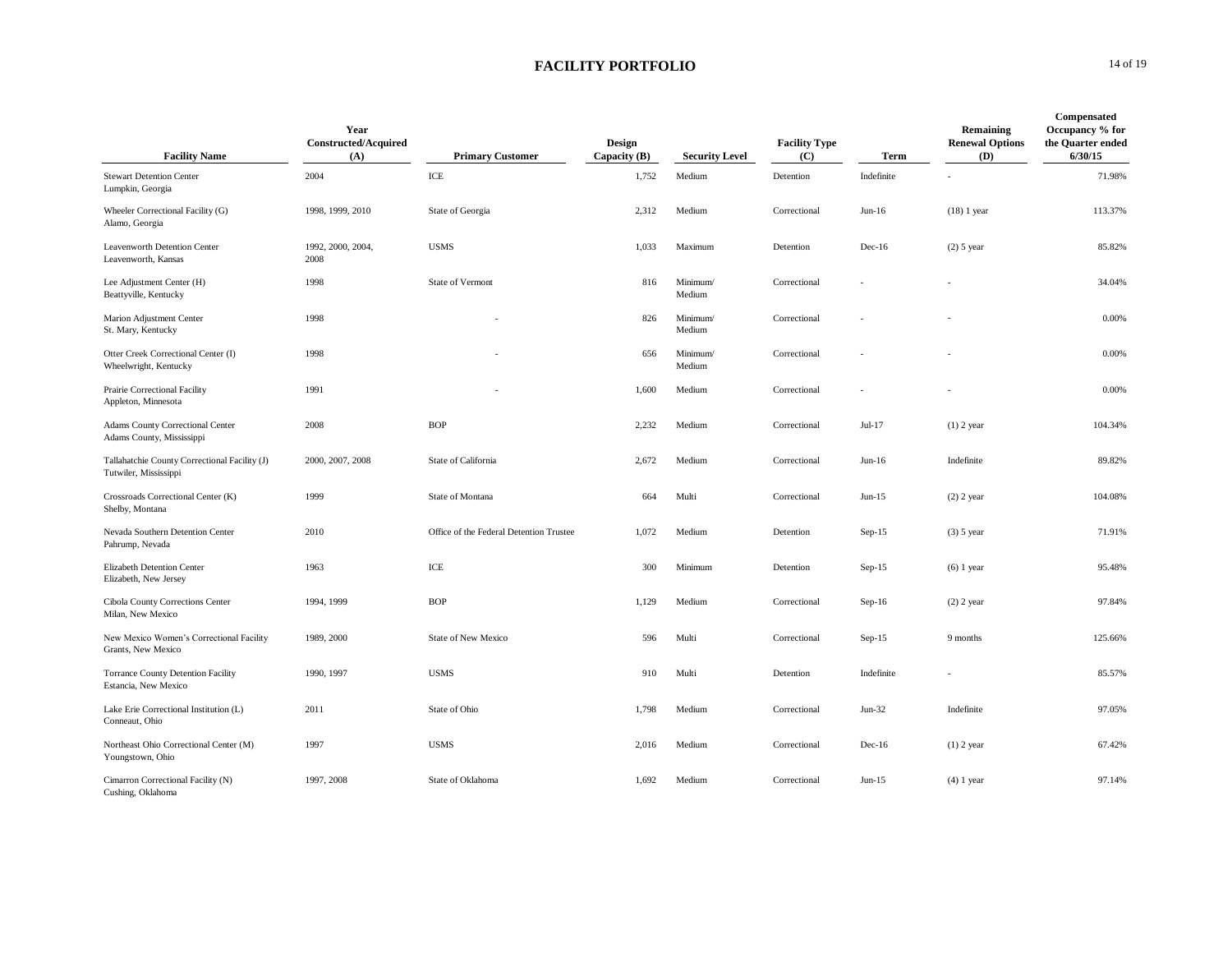## FACILITY PORTFOLIO

| Facility Name | Year Constructed/Acquired (A) | Primary Customer | Design Capacity (B) | Security Level | Facility Type (C) | Term | Remaining Renewal Options (D) | Compensated Occupancy % for the Quarter ended 6/30/15 |
|---|---|---|---|---|---|---|---|---|
| Stewart Detention Center Lumpkin, Georgia | 2004 | ICE | 1,752 | Medium | Detention | Indefinite | - | 71.98% |
| Wheeler Correctional Facility (G) Alamo, Georgia | 1998, 1999, 2010 | State of Georgia | 2,312 | Medium | Correctional | Jun-16 | (18) 1 year | 113.37% |
| Leavenworth Detention Center Leavenworth, Kansas | 1992, 2000, 2004, 2008 | USMS | 1,033 | Maximum | Detention | Dec-16 | (2) 5 year | 85.82% |
| Lee Adjustment Center (H) Beattyville, Kentucky | 1998 | State of Vermont | 816 | Minimum/ Medium | Correctional | - | - | 34.04% |
| Marion Adjustment Center St. Mary, Kentucky | 1998 | - | 826 | Minimum/ Medium | Correctional | - | - | 0.00% |
| Otter Creek Correctional Center (I) Wheelwright, Kentucky | 1998 | - | 656 | Minimum/ Medium | Correctional | - | - | 0.00% |
| Prairie Correctional Facility Appleton, Minnesota | 1991 | - | 1,600 | Medium | Correctional | - | - | 0.00% |
| Adams County Correctional Center Adams County, Mississippi | 2008 | BOP | 2,232 | Medium | Correctional | Jul-17 | (1) 2 year | 104.34% |
| Tallahatchie County Correctional Facility (J) Tutwiler, Mississippi | 2000, 2007, 2008 | State of California | 2,672 | Medium | Correctional | Jun-16 | Indefinite | 89.82% |
| Crossroads Correctional Center (K) Shelby, Montana | 1999 | State of Montana | 664 | Multi | Correctional | Jun-15 | (2) 2 year | 104.08% |
| Nevada Southern Detention Center Pahrump, Nevada | 2010 | Office of the Federal Detention Trustee | 1,072 | Medium | Detention | Sep-15 | (3) 5 year | 71.91% |
| Elizabeth Detention Center Elizabeth, New Jersey | 1963 | ICE | 300 | Minimum | Detention | Sep-15 | (6) 1 year | 95.48% |
| Cibola County Corrections Center Milan, New Mexico | 1994, 1999 | BOP | 1,129 | Medium | Correctional | Sep-16 | (2) 2 year | 97.84% |
| New Mexico Women's Correctional Facility Grants, New Mexico | 1989, 2000 | State of New Mexico | 596 | Multi | Correctional | Sep-15 | 9 months | 125.66% |
| Torrance County Detention Facility Estancia, New Mexico | 1990, 1997 | USMS | 910 | Multi | Detention | Indefinite | - | 85.57% |
| Lake Erie Correctional Institution (L) Conneaut, Ohio | 2011 | State of Ohio | 1,798 | Medium | Correctional | Jun-32 | Indefinite | 97.05% |
| Northeast Ohio Correctional Center (M) Youngstown, Ohio | 1997 | USMS | 2,016 | Medium | Correctional | Dec-16 | (1) 2 year | 67.42% |
| Cimarron Correctional Facility (N) Cushing, Oklahoma | 1997, 2008 | State of Oklahoma | 1,692 | Medium | Correctional | Jun-15 | (4) 1 year | 97.14% |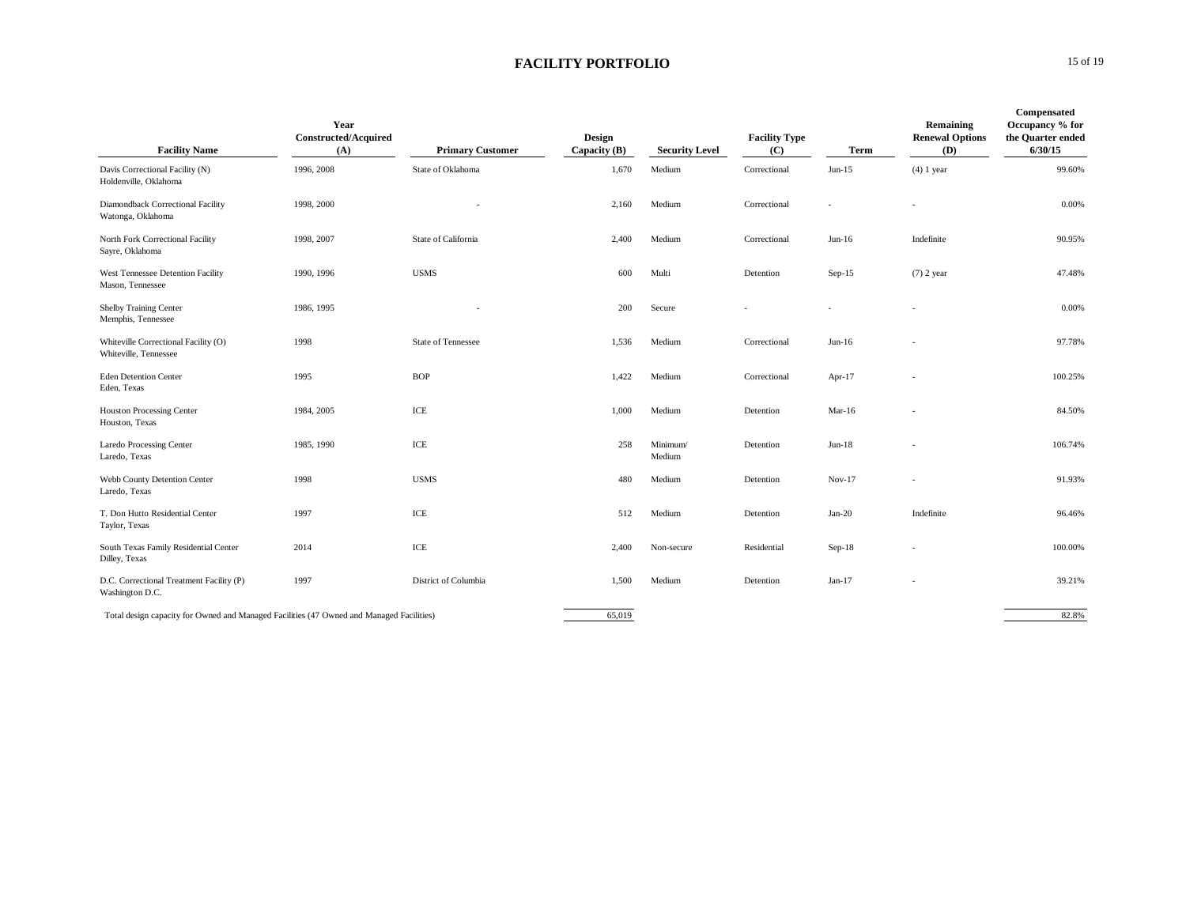## FACILITY PORTFOLIO

| Facility Name | Year Constructed/Acquired (A) | Primary Customer | Design Capacity (B) | Security Level | Facility Type (C) | Term | Remaining Renewal Options (D) | Compensated Occupancy % for the Quarter ended 6/30/15 |
|---|---|---|---|---|---|---|---|---|
| Davis Correctional Facility (N) Holdenville, Oklahoma | 1996, 2008 | State of Oklahoma | 1,670 | Medium | Correctional | Jun-15 | (4) 1 year | 99.60% |
| Diamondback Correctional Facility Watonga, Oklahoma | 1998, 2000 | - | 2,160 | Medium | Correctional | - | - | 0.00% |
| North Fork Correctional Facility Sayre, Oklahoma | 1998, 2007 | State of California | 2,400 | Medium | Correctional | Jun-16 | Indefinite | 90.95% |
| West Tennessee Detention Facility Mason, Tennessee | 1990, 1996 | USMS | 600 | Multi | Detention | Sep-15 | (7) 2 year | 47.48% |
| Shelby Training Center Memphis, Tennessee | 1986, 1995 | - | 200 | Secure | - | - | - | 0.00% |
| Whiteville Correctional Facility (O) Whiteville, Tennessee | 1998 | State of Tennessee | 1,536 | Medium | Correctional | Jun-16 | - | 97.78% |
| Eden Detention Center Eden, Texas | 1995 | BOP | 1,422 | Medium | Correctional | Apr-17 | - | 100.25% |
| Houston Processing Center Houston, Texas | 1984, 2005 | ICE | 1,000 | Medium | Detention | Mar-16 | - | 84.50% |
| Laredo Processing Center Laredo, Texas | 1985, 1990 | ICE | 258 | Minimum/ Medium | Detention | Jun-18 | - | 106.74% |
| Webb County Detention Center Laredo, Texas | 1998 | USMS | 480 | Medium | Detention | Nov-17 | - | 91.93% |
| T. Don Hutto Residential Center Taylor, Texas | 1997 | ICE | 512 | Medium | Detention | Jan-20 | Indefinite | 96.46% |
| South Texas Family Residential Center Dilley, Texas | 2014 | ICE | 2,400 | Non-secure | Residential | Sep-18 | - | 100.00% |
| D.C. Correctional Treatment Facility (P) Washington D.C. | 1997 | District of Columbia | 1,500 | Medium | Detention | Jan-17 | - | 39.21% |
| Total design capacity for Owned and Managed Facilities (47 Owned and Managed Facilities) | | | 65,019 | | | | | 82.8% |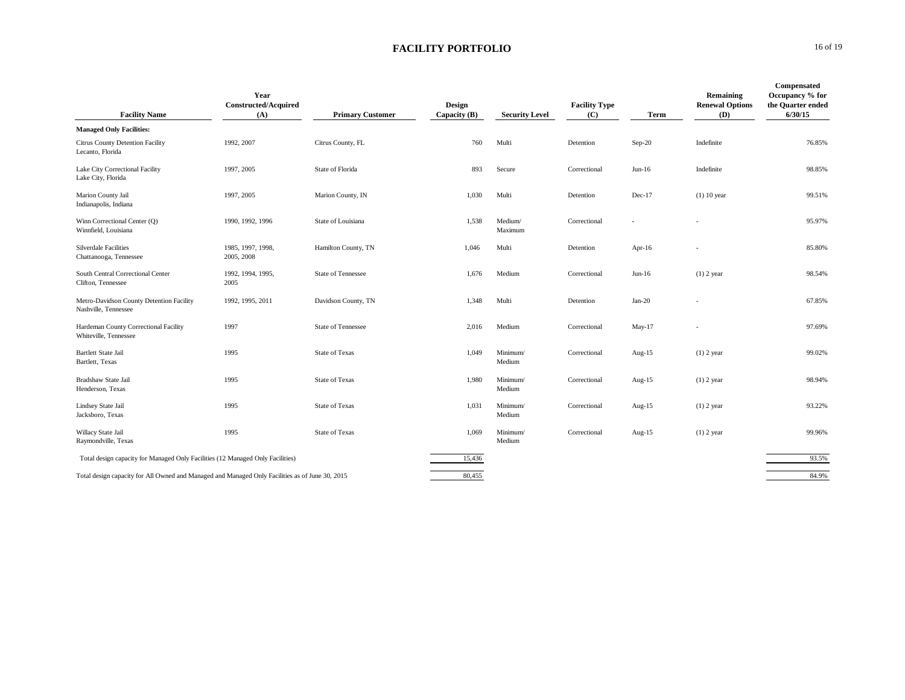# FACILITY PORTFOLIO

| Facility Name | Year Constructed/Acquired (A) | Primary Customer | Design Capacity (B) | Security Level | Facility Type (C) | Term | Remaining Renewal Options (D) | Compensated Occupancy % for the Quarter ended 6/30/15 |
|---|---|---|---|---|---|---|---|---|
| **Managed Only Facilities:** | | | | | | | | |
| Citrus County Detention Facility<br>Lecanto, Florida | 1992, 2007 | Citrus County, FL | 760 | Multi | Detention | Sep-20 | Indefinite | 76.85% |
| Lake City Correctional Facility<br>Lake City, Florida | 1997, 2005 | State of Florida | 893 | Secure | Correctional | Jun-16 | Indefinite | 98.85% |
| Marion County Jail<br>Indianapolis, Indiana | 1997, 2005 | Marion County, IN | 1,030 | Multi | Detention | Dec-17 | (1) 10 year | 99.51% |
| Winn Correctional Center (Q)<br>Winnfield, Louisiana | 1990, 1992, 1996 | State of Louisiana | 1,538 | Medium/ Maximum | Correctional | - | - | 95.97% |
| Silverdale Facilities<br>Chattanooga, Tennessee | 1985, 1997, 1998, 2005, 2008 | Hamilton County, TN | 1,046 | Multi | Detention | Apr-16 | - | 85.80% |
| South Central Correctional Center<br>Clifton, Tennessee | 1992, 1994, 1995, 2005 | State of Tennessee | 1,676 | Medium | Correctional | Jun-16 | (1) 2 year | 98.54% |
| Metro-Davidson County Detention Facility<br>Nashville, Tennessee | 1992, 1995, 2011 | Davidson County, TN | 1,348 | Multi | Detention | Jan-20 | - | 67.85% |
| Hardeman County Correctional Facility<br>Whiteville, Tennessee | 1997 | State of Tennessee | 2,016 | Medium | Correctional | May-17 | - | 97.69% |
| Bartlett State Jail<br>Bartlett, Texas | 1995 | State of Texas | 1,049 | Minimum/ Medium | Correctional | Aug-15 | (1) 2 year | 99.02% |
| Bradshaw State Jail<br>Henderson, Texas | 1995 | State of Texas | 1,980 | Minimum/ Medium | Correctional | Aug-15 | (1) 2 year | 98.94% |
| Lindsey State Jail<br>Jacksboro, Texas | 1995 | State of Texas | 1,031 | Minimum/ Medium | Correctional | Aug-15 | (1) 2 year | 93.22% |
| Willacy State Jail<br>Raymondville, Texas | 1995 | State of Texas | 1,069 | Minimum/ Medium | Correctional | Aug-15 | (1) 2 year | 99.96% |
| Total design capacity for Managed Only Facilities (12 Managed Only Facilities) | | | 15,436 | | | | | 93.5% |
| Total design capacity for All Owned and Managed and Managed Only Facilities as of June 30, 2015 | | | 80,455 | | | | | 84.9% |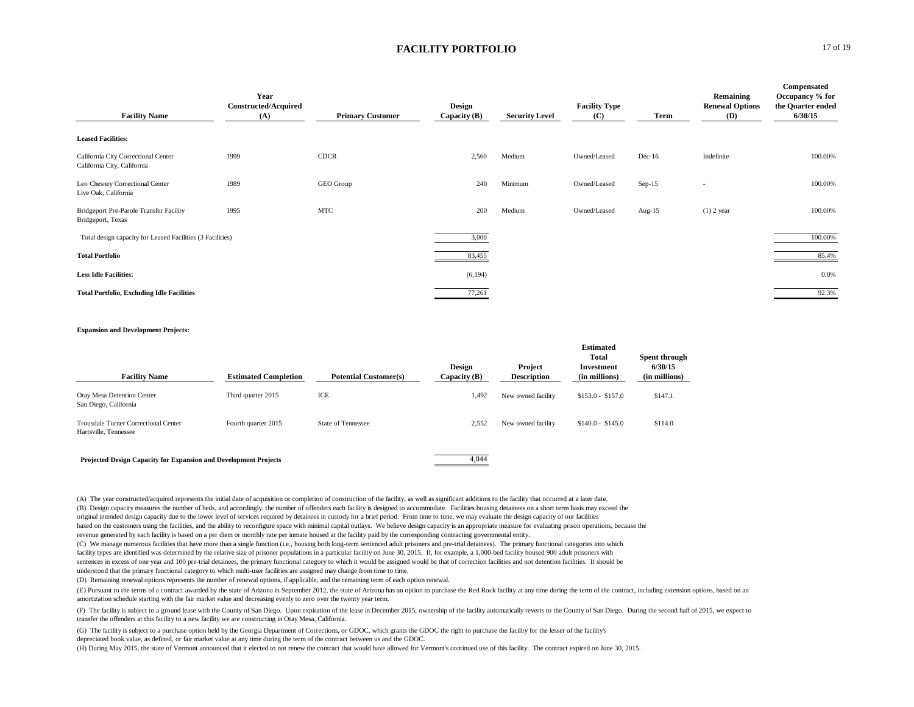# FACILITY PORTFOLIO

| Facility Name | Year Constructed/Acquired (A) | Primary Customer | Design Capacity (B) | Security Level | Facility Type (C) | Term | Remaining Renewal Options (D) | Compensated Occupancy % for the Quarter ended 6/30/15 |
|---|---|---|---|---|---|---|---|---|
| **Leased Facilities:** | | | | | | | | |
| California City Correctional Center<br>California City, California | 1999 | CDCR | 2,560 | Medium | Owned/Leased | Dec-16 | Indefinite | 100.00% |
| Leo Chesney Correctional Center<br>Live Oak, California | 1989 | GEO Group | 240 | Minimum | Owned/Leased | Sep-15 | - | 100.00% |
| Bridgeport Pre-Parole Transfer Facility<br>Bridgeport, Texas | 1995 | MTC | 200 | Medium | Owned/Leased | Aug-15 | (1) 2 year | 100.00% |
| Total design capacity for Leased Facilities (3 Facilities) | | | 3,000 | | | | | 100.00% |
| **Total Portfolio** | | | 83,455 | | | | | 85.4% |
| **Less Idle Facilities:** | | | (6,194) | | | | | 0.0% |
| **Total Portfolio, Excluding Idle Facilities** | | | 77,261 | | | | | 92.3% |

**Expansion and Development Projects:**

| Facility Name | Estimated Completion | Potential Customer(s) | Design Capacity (B) | Project Description | Estimated Total Investment (in millions) | Spent through 6/30/15 (in millions) |
|---|---|---|---|---|---|---|
| Otay Mesa Detention Center<br>San Diego, California | Third quarter 2015 | ICE | 1,492 | New owned facility | $153.0 - $157.0 | $147.1 |
| Trousdale Turner Correctional Center<br>Hartsville, Tennessee | Fourth quarter 2015 | State of Tennessee | 2,552 | New owned facility | $140.0 - $145.0 | $114.0 |
| **Projected Design Capacity for Expansion and Development Projects** | | | 4,044 | | | |

(A) The year constructed/acquired represents the initial date of acquisition or completion of construction of the facility, as well as significant additions to the facility that occurred at a later date.

(B) Design capacity measures the number of beds, and accordingly, the number of offenders each facility is designed to accommodate. Facilities housing detainees on a short term basis may exceed the original intended design capacity due to the lower level of services required by detainees in custody for a brief period. From time to time, we may evaluate the design capacity of our facilities based on the customers using the facilities, and the ability to reconfigure space with minimal capital outlays. We believe design capacity is an appropriate measure for evaluating prison operations, because the revenue generated by each facility is based on a per diem or monthly rate per inmate housed at the facility paid by the corresponding contracting governmental entity.

(C) We manage numerous facilities that have more than a single function (i.e., housing both long-term sentenced adult prisoners and pre-trial detainees). The primary functional categories into which facility types are identified was determined by the relative size of prisoner populations in a particular facility on June 30, 2015. If, for example, a 1,000-bed facility housed 900 adult prisoners with sentences in excess of one year and 100 pre-trial detainees, the primary functional category to which it would be assigned would be that of correction facilities and not detention facilities. It should be understood that the primary functional category to which multi-user facilities are assigned may change from time to time.

(D) Remaining renewal options represents the number of renewal options, if applicable, and the remaining term of each option renewal.

(E) Pursuant to the terms of a contract awarded by the state of Arizona in September 2012, the state of Arizona has an option to purchase the Red Rock facility at any time during the term of the contract, including extension options, based on an amortization schedule starting with the fair market value and decreasing evenly to zero over the twenty year term.

(F) The facility is subject to a ground lease with the County of San Diego. Upon expiration of the lease in December 2015, ownership of the facility automatically reverts to the County of San Diego. During the second half of 2015, we expect to transfer the offenders at this facility to a new facility we are constructing in Otay Mesa, California.

(G) The facility is subject to a purchase option held by the Georgia Department of Corrections, or GDOC, which grants the GDOC the right to purchase the facility for the lesser of the facility's depreciated book value, as defined, or fair market value at any time during the term of the contract between us and the GDOC.

(H) During May 2015, the state of Vermont announced that it elected to not renew the contract that would have allowed for Vermont's continued use of this facility. The contract expired on June 30, 2015.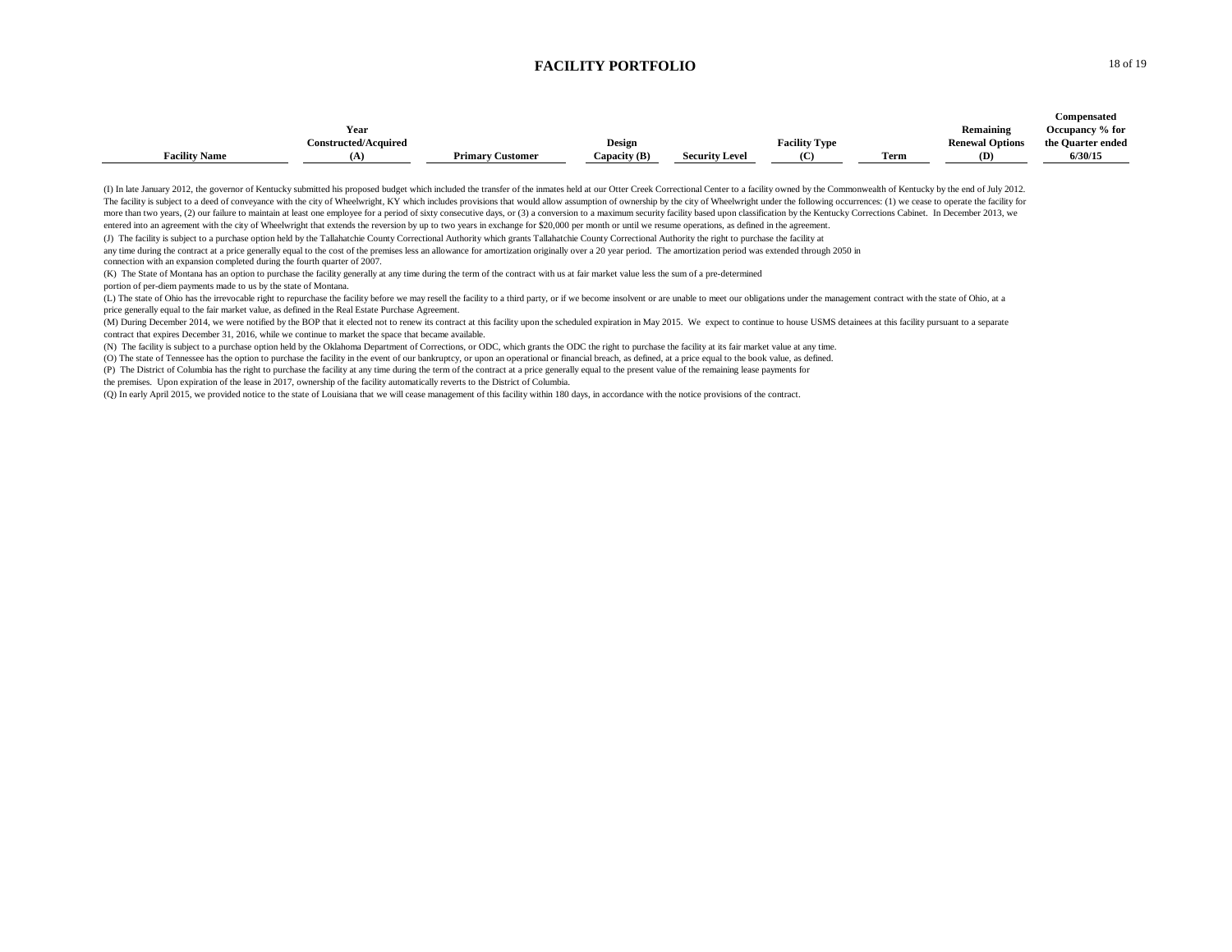# FACILITY PORTFOLIO

| Facility Name | Year Constructed/Acquired (A) | Primary Customer | Design Capacity (B) | Security Level | Facility Type (C) | Term | Remaining Renewal Options (D) | Compensated Occupancy % for the Quarter ended 6/30/15 |
|---|---|---|---|---|---|---|---|---|

(I) In late January 2012, the governor of Kentucky submitted his proposed budget which included the transfer of the inmates held at our Otter Creek Correctional Center to a facility owned by the Commonwealth of Kentucky by the end of July 2012. The facility is subject to a deed of conveyance with the city of Wheelwright, KY which includes provisions that would allow assumption of ownership by the city of Wheelwright under the following occurrences: (1) we cease to operate the facility for more than two years, (2) our failure to maintain at least one employee for a period of sixty consecutive days, or (3) a conversion to a maximum security facility based upon classification by the Kentucky Corrections Cabinet. In December 2013, we entered into an agreement with the city of Wheelwright that extends the reversion by up to two years in exchange for $20,000 per month or until we resume operations, as defined in the agreement.

(J) The facility is subject to a purchase option held by the Tallahatchie County Correctional Authority which grants Tallahatchie County Correctional Authority the right to purchase the facility at any time during the contract at a price generally equal to the cost of the premises less an allowance for amortization originally over a 20 year period. The amortization period was extended through 2050 in connection with an expansion completed during the fourth quarter of 2007.

(K) The State of Montana has an option to purchase the facility generally at any time during the term of the contract with us at fair market value less the sum of a pre-determined portion of per-diem payments made to us by the state of Montana.

(L) The state of Ohio has the irrevocable right to repurchase the facility before we may resell the facility to a third party, or if we become insolvent or are unable to meet our obligations under the management contract with the state of Ohio, at a price generally equal to the fair market value, as defined in the Real Estate Purchase Agreement.

(M) During December 2014, we were notified by the BOP that it elected not to renew its contract at this facility upon the scheduled expiration in May 2015. We expect to continue to house USMS detainees at this facility pursuant to a separate contract that expires December 31, 2016, while we continue to market the space that became available.

(N) The facility is subject to a purchase option held by the Oklahoma Department of Corrections, or ODC, which grants the ODC the right to purchase the facility at its fair market value at any time.

(O) The state of Tennessee has the option to purchase the facility in the event of our bankruptcy, or upon an operational or financial breach, as defined, at a price equal to the book value, as defined.

(P) The District of Columbia has the right to purchase the facility at any time during the term of the contract at a price generally equal to the present value of the remaining lease payments for the premises. Upon expiration of the lease in 2017, ownership of the facility automatically reverts to the District of Columbia.

(Q) In early April 2015, we provided notice to the state of Louisiana that we will cease management of this facility within 180 days, in accordance with the notice provisions of the contract.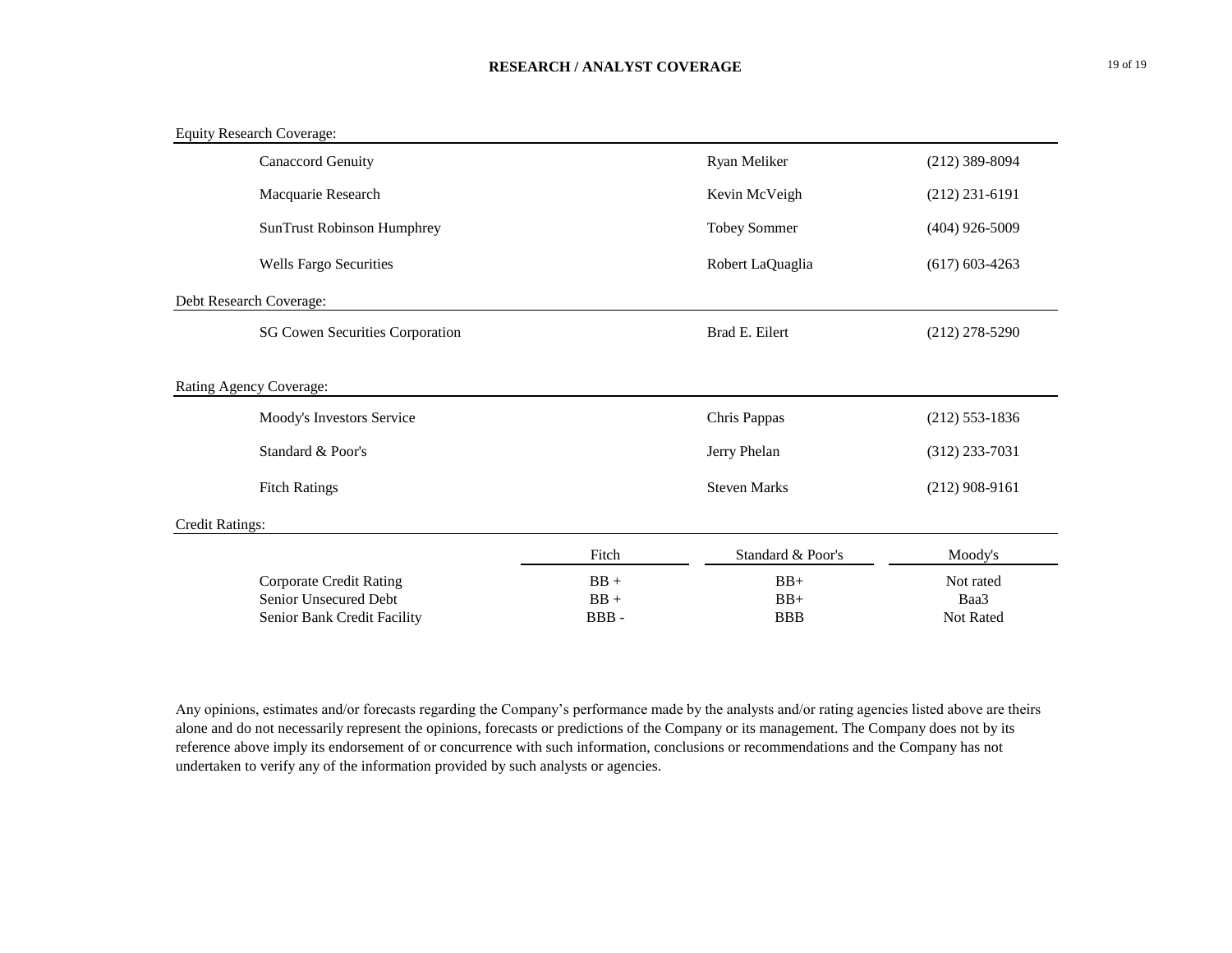# RESEARCH / ANALYST COVERAGE

Equity Research Coverage:

| | | |
|---|---|---|
| Canaccord Genuity | Ryan Meliker | (212) 389-8094 |
| Macquarie Research | Kevin McVeigh | (212) 231-6191 |
| SunTrust Robinson Humphrey | Tobey Sommer | (404) 926-5009 |
| Wells Fargo Securities | Robert LaQuaglia | (617) 603-4263 |

Debt Research Coverage:

| | | |
|---|---|---|
| SG Cowen Securities Corporation | Brad E. Eilert | (212) 278-5290 |

Rating Agency Coverage:

| | | |
|---|---|---|
| Moody's Investors Service | Chris Pappas | (212) 553-1836 |
| Standard & Poor's | Jerry Phelan | (312) 233-7031 |
| Fitch Ratings | Steven Marks | (212) 908-9161 |

Credit Ratings:

| | Fitch | Standard & Poor's | Moody's |
|---|---|---|---|
| Corporate Credit Rating | BB + | BB+ | Not rated |
| Senior Unsecured Debt | BB + | BB+ | Baa3 |
| Senior Bank Credit Facility | BBB - | BBB | Not Rated |

Any opinions, estimates and/or forecasts regarding the Company's performance made by the analysts and/or rating agencies listed above are theirs alone and do not necessarily represent the opinions, forecasts or predictions of the Company or its management. The Company does not by its reference above imply its endorsement of or concurrence with such information, conclusions or recommendations and the Company has not undertaken to verify any of the information provided by such analysts or agencies.